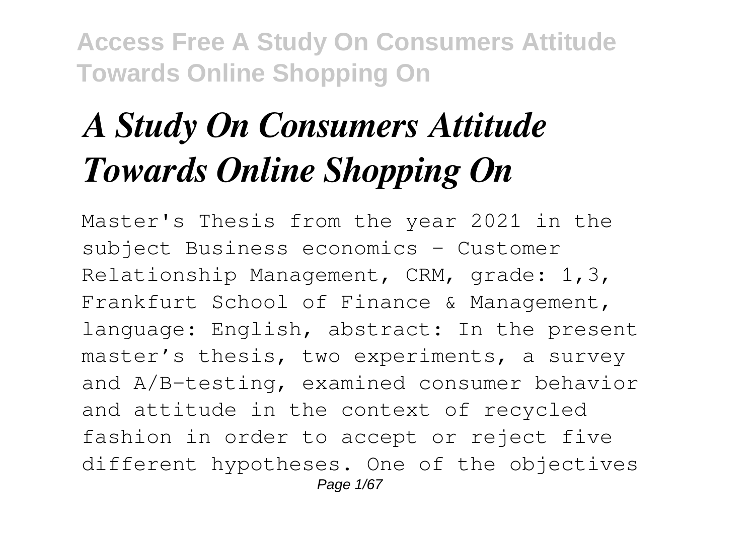# *A Study On Consumers Attitude Towards Online Shopping On*

Master's Thesis from the year 2021 in the subject Business economics - Customer Relationship Management, CRM, grade: 1,3, Frankfurt School of Finance & Management, language: English, abstract: In the present master's thesis, two experiments, a survey and A/B-testing, examined consumer behavior and attitude in the context of recycled fashion in order to accept or reject five different hypotheses. One of the objectives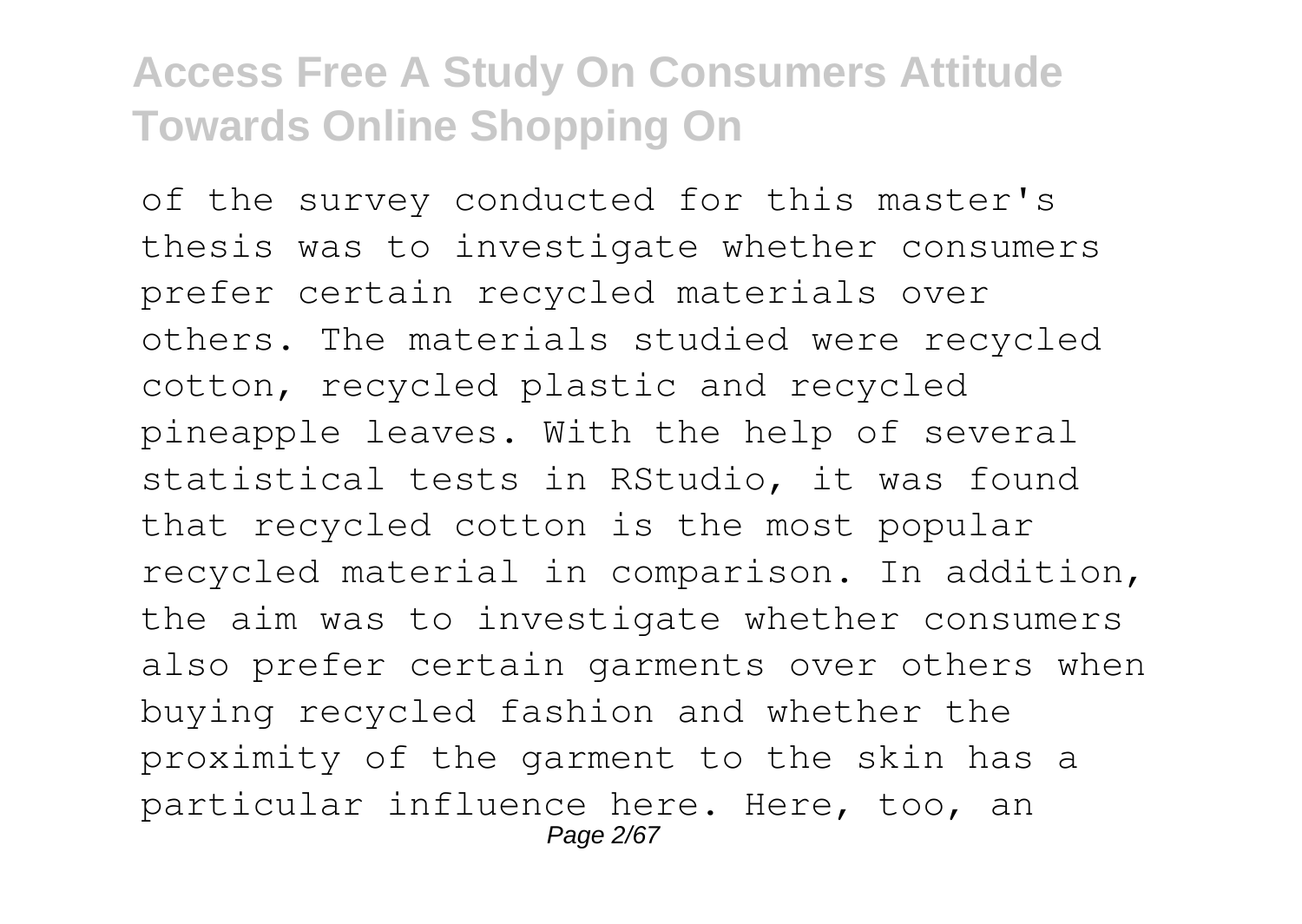of the survey conducted for this master's thesis was to investigate whether consumers prefer certain recycled materials over others. The materials studied were recycled cotton, recycled plastic and recycled pineapple leaves. With the help of several statistical tests in RStudio, it was found that recycled cotton is the most popular recycled material in comparison. In addition, the aim was to investigate whether consumers also prefer certain garments over others when buying recycled fashion and whether the proximity of the garment to the skin has a particular influence here. Here, too, an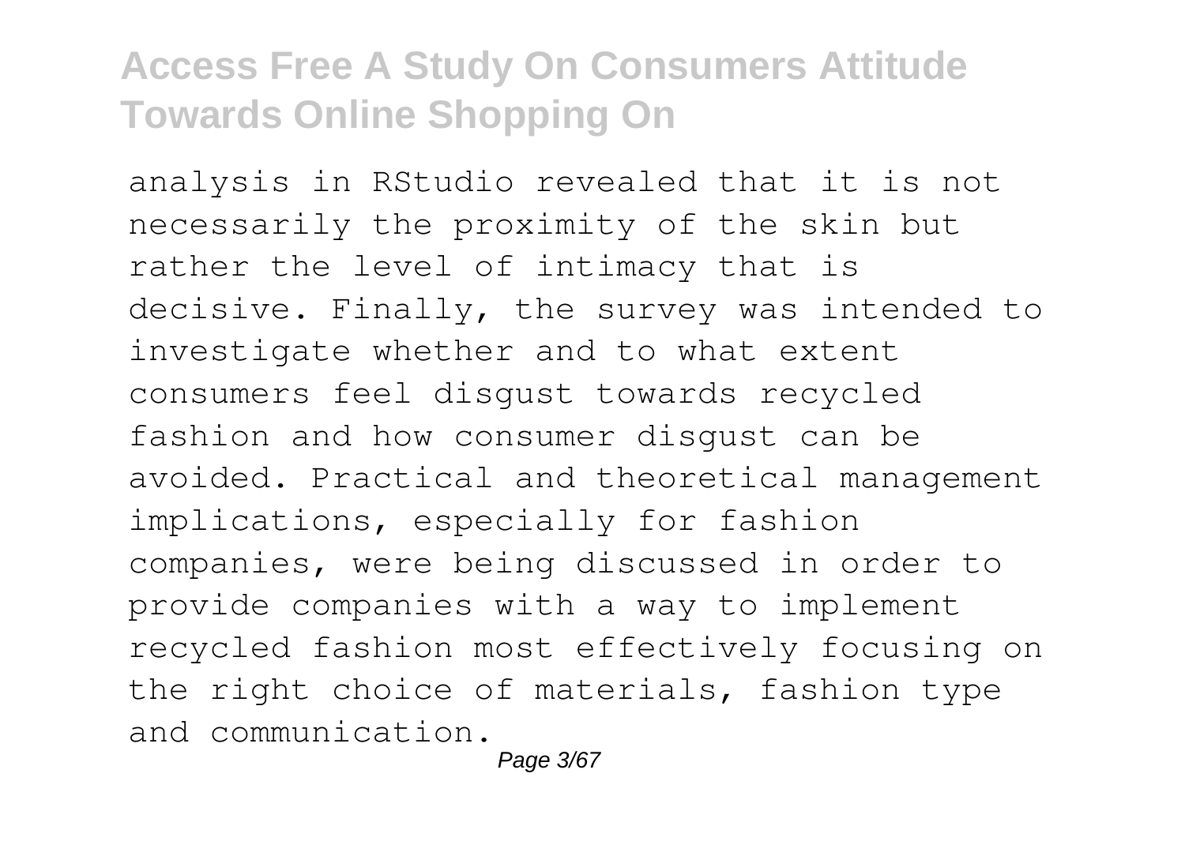analysis in RStudio revealed that it is not necessarily the proximity of the skin but rather the level of intimacy that is decisive. Finally, the survey was intended to investigate whether and to what extent consumers feel disgust towards recycled fashion and how consumer disgust can be avoided. Practical and theoretical management implications, especially for fashion companies, were being discussed in order to provide companies with a way to implement recycled fashion most effectively focusing on the right choice of materials, fashion type and communication.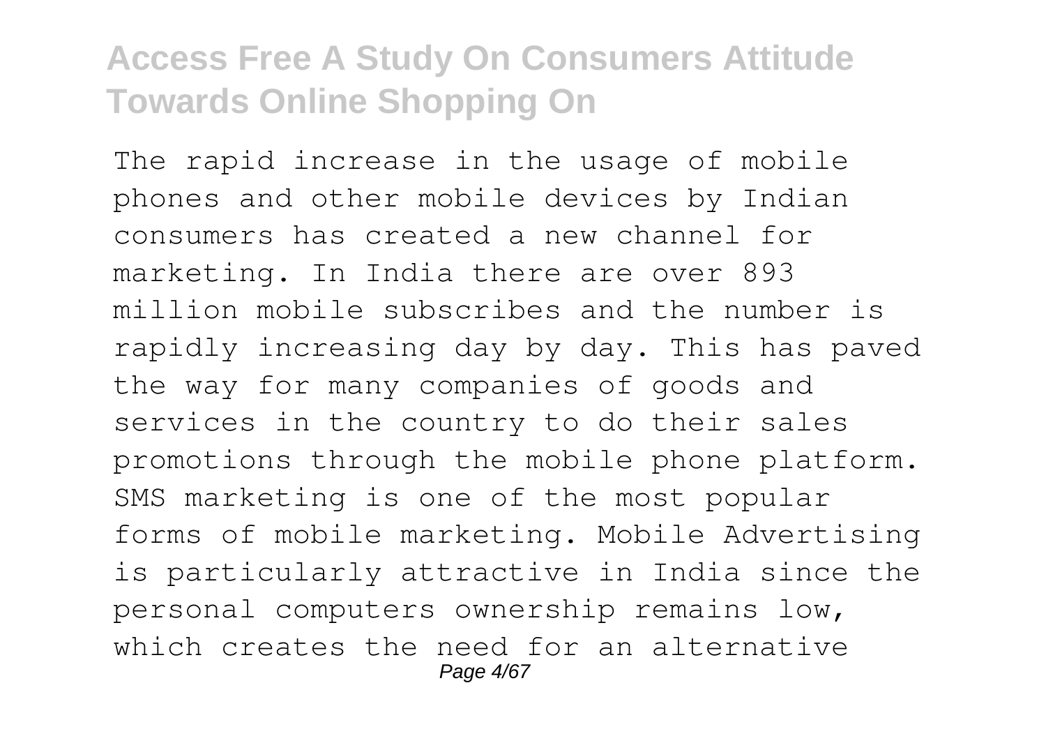The rapid increase in the usage of mobile phones and other mobile devices by Indian consumers has created a new channel for marketing. In India there are over 893 million mobile subscribes and the number is rapidly increasing day by day. This has paved the way for many companies of goods and services in the country to do their sales promotions through the mobile phone platform. SMS marketing is one of the most popular forms of mobile marketing. Mobile Advertising is particularly attractive in India since the personal computers ownership remains low, which creates the need for an alternative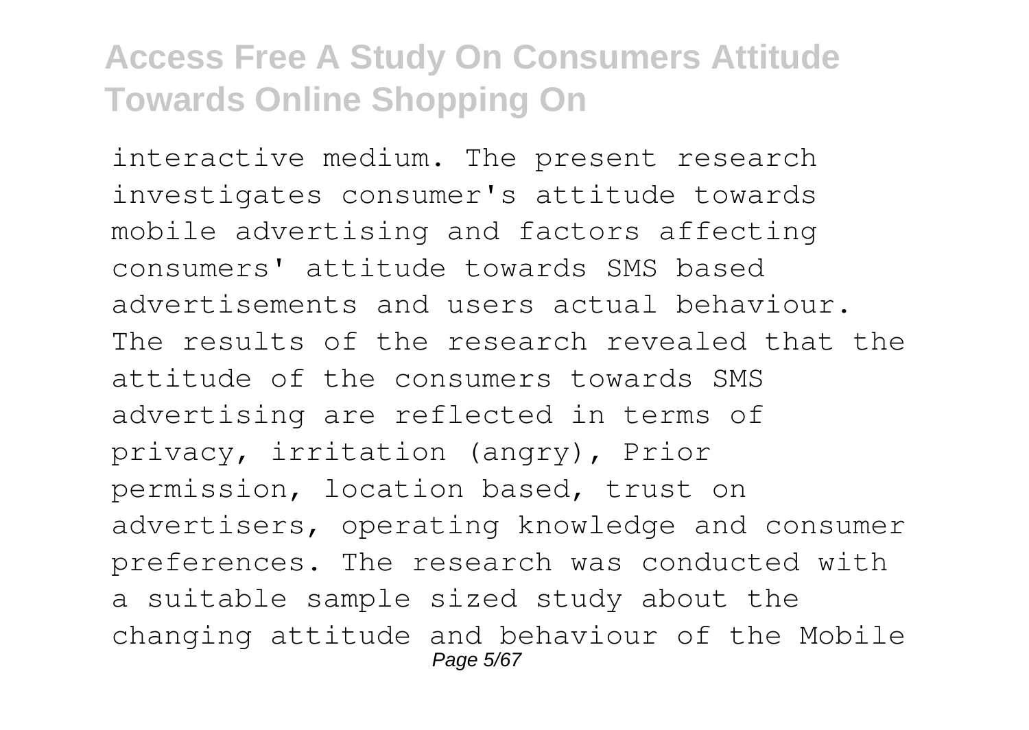interactive medium. The present research investigates consumer's attitude towards mobile advertising and factors affecting consumers' attitude towards SMS based advertisements and users actual behaviour. The results of the research revealed that the attitude of the consumers towards SMS advertising are reflected in terms of privacy, irritation (angry), Prior permission, location based, trust on advertisers, operating knowledge and consumer preferences. The research was conducted with a suitable sample sized study about the changing attitude and behaviour of the Mobile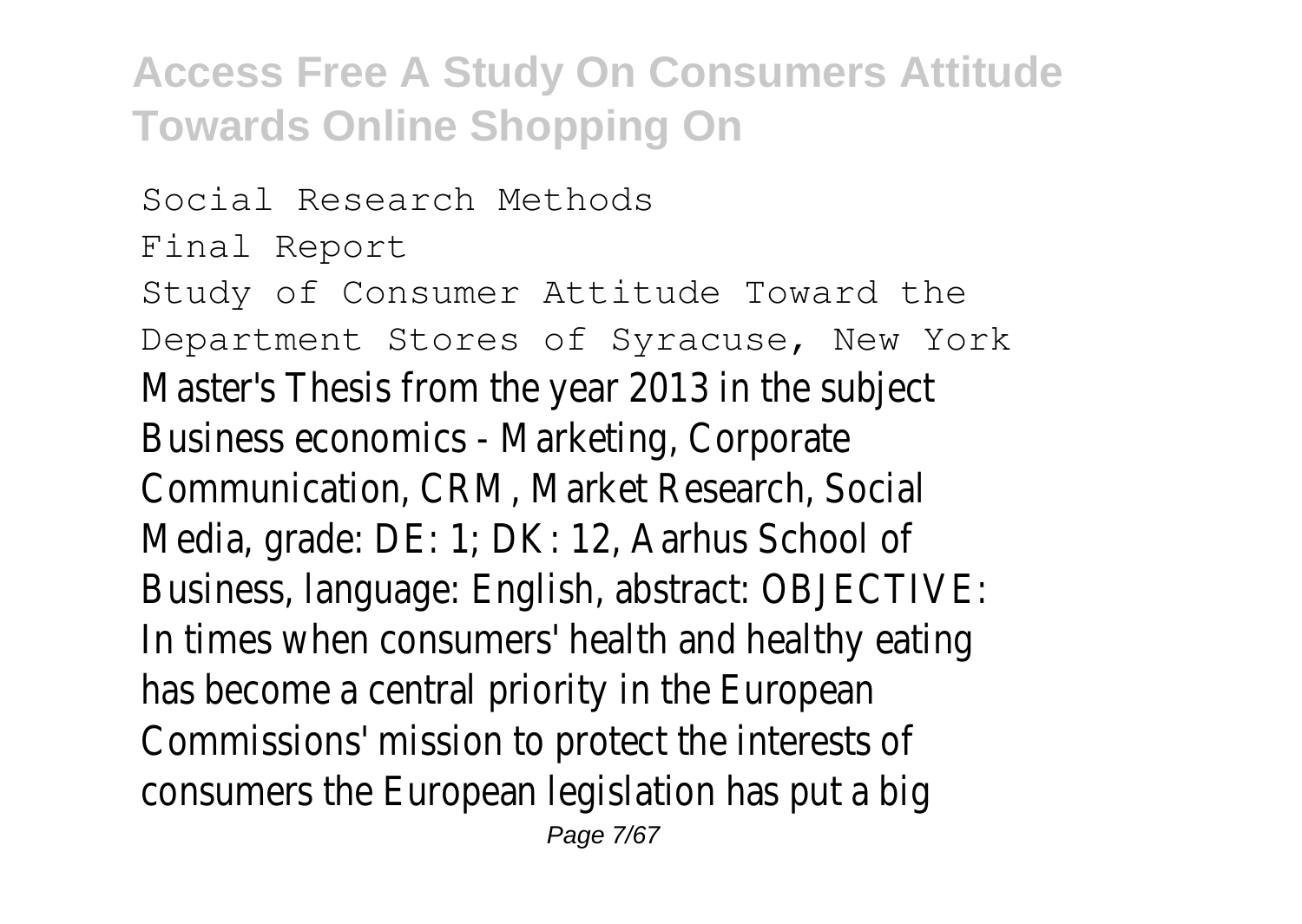Social Research Methods

Final Report

Study of Consumer Attitude Toward the Department Stores of Syracuse, New York

Master's Thesis from the year 2013 in the subject Business economics - Marketing, Corporate Communication, CRM, Market Research, Social Media, grade: DE: 1; DK: 12, Aarhus School of Business, language: English, abstract: OBJECTIVE: In times when consumers' health and healthy eating has become a central priority in the European Commissions' mission to protect the interests of consumers the European legislation has put a big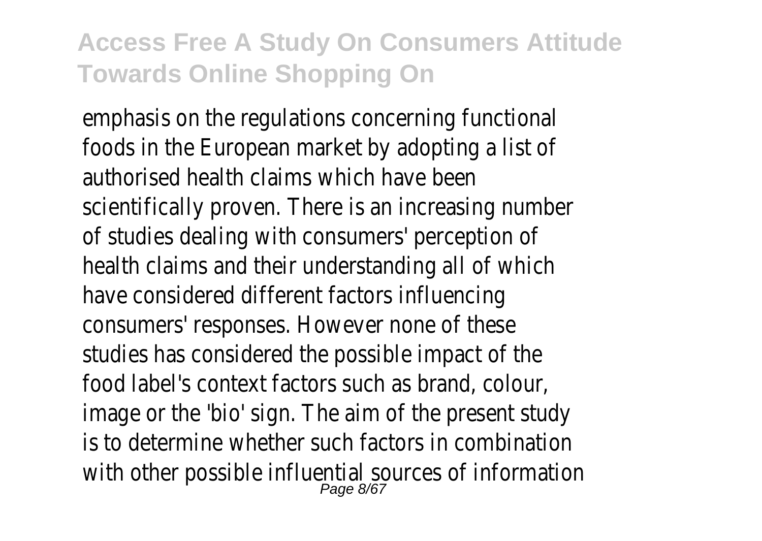emphasis on the regulations concerning functional foods in the European market by adopting a list of authorised health claims which have been scientifically proven. There is an increasing number of studies dealing with consumers' perception of health claims and their understanding all of which have considered different factors influencing consumers' responses. However none of these studies has considered the possible impact of the food label's context factors such as brand, colour, image or the 'bio' sign. The aim of the present study is to determine whether such factors in combination with other possible influential sources of information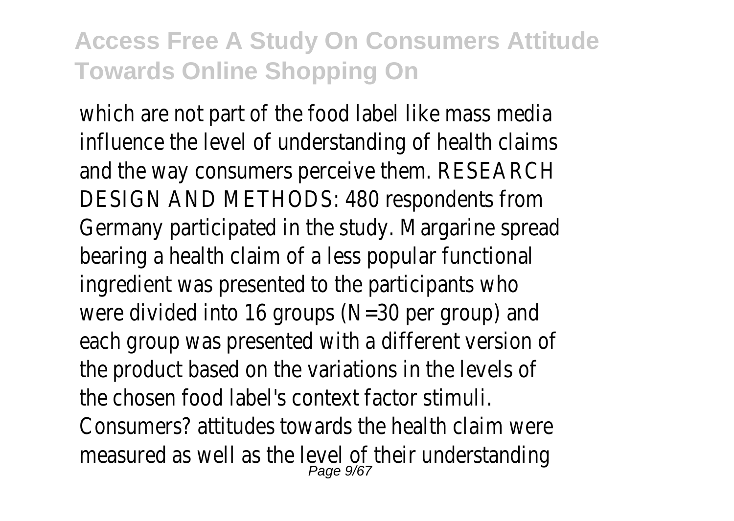which are not part of the food label like mass media influence the level of understanding of health claims and the way consumers perceive them. RESEARCH DESIGN AND METHODS: 480 respondents from Germany participated in the study. Margarine spread bearing a health claim of a less popular functional ingredient was presented to the participants who were divided into 16 groups (N=30 per group) and each group was presented with a different version of the product based on the variations in the levels of the chosen food label's context factor stimuli. Consumers? attitudes towards the health claim were measured as well as the level of their understanding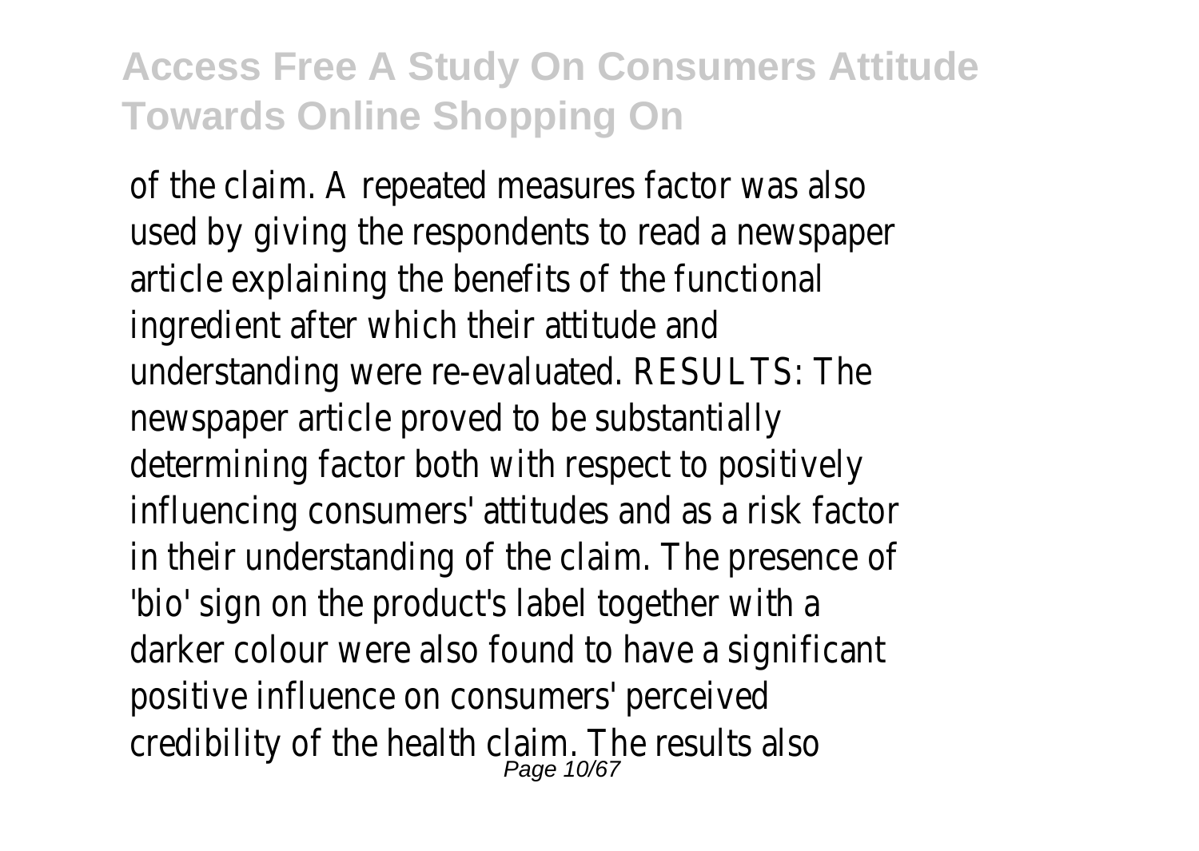of the claim. A repeated measures factor was also used by giving the respondents to read a newspaper article explaining the benefits of the functional ingredient after which their attitude and understanding were re-evaluated. RESULTS: The newspaper article proved to be substantially determining factor both with respect to positively influencing consumers' attitudes and as a risk factor in their understanding of the claim. The presence of 'bio' sign on the product's label together with a darker colour were also found to have a significant positive influence on consumers' perceived credibility of the health claim. The results also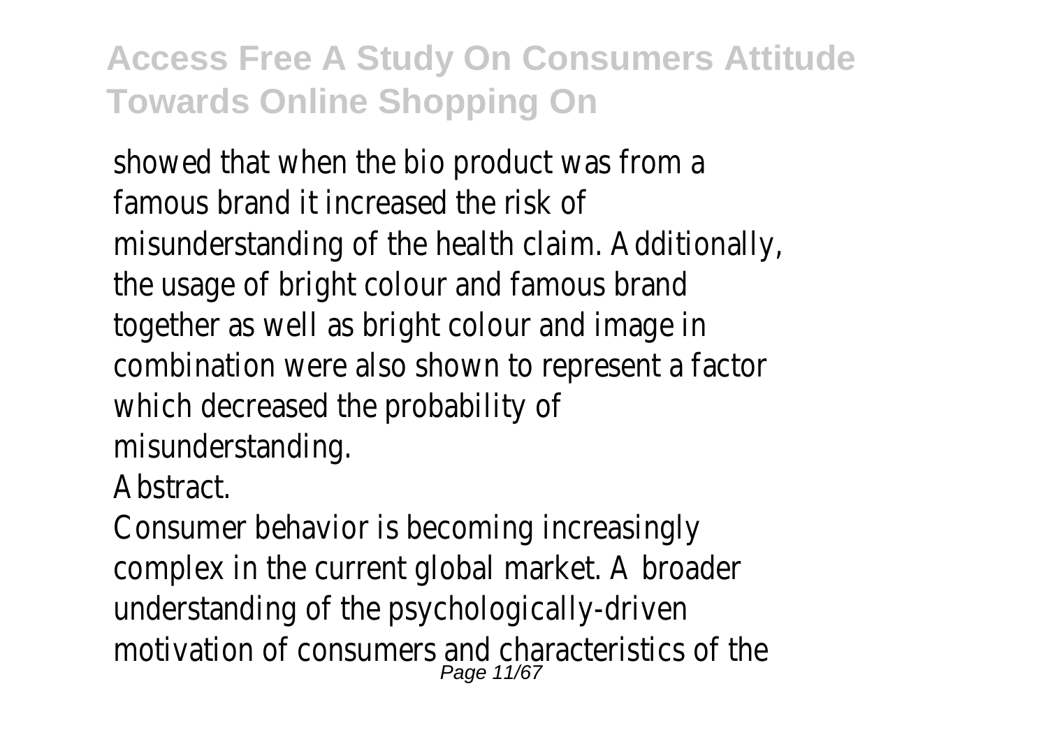showed that when the bio product was from a famous brand it increased the risk of misunderstanding of the health claim. Additionally, the usage of bright colour and famous brand together as well as bright colour and image in combination were also shown to represent a factor which decreased the probability of misunderstanding.

Abstract.

Consumer behavior is becoming increasingly complex in the current global market. A broader understanding of the psychologically-driven motivation of consumers and characteristics of the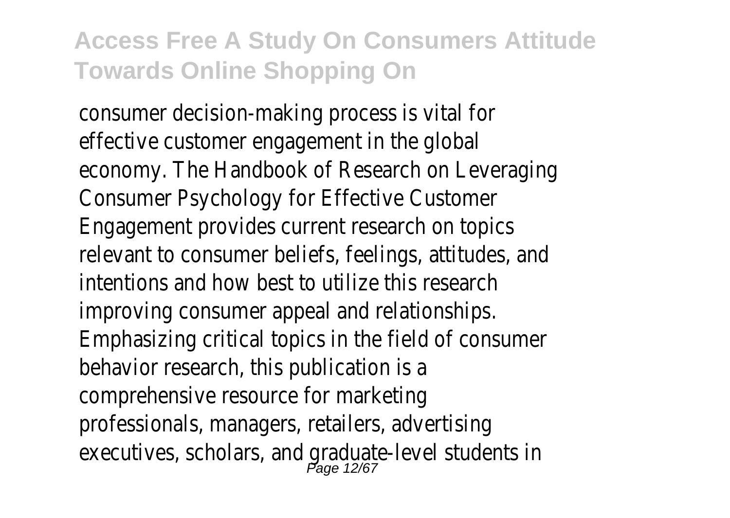consumer decision-making process is vital for effective customer engagement in the global economy. The Handbook of Research on Leveraging Consumer Psychology for Effective Customer Engagement provides current research on topics relevant to consumer beliefs, feelings, attitudes, and intentions and how best to utilize this research improving consumer appeal and relationships. Emphasizing critical topics in the field of consumer behavior research, this publication is a comprehensive resource for marketing professionals, managers, retailers, advertising executives, scholars, and graduate-level students in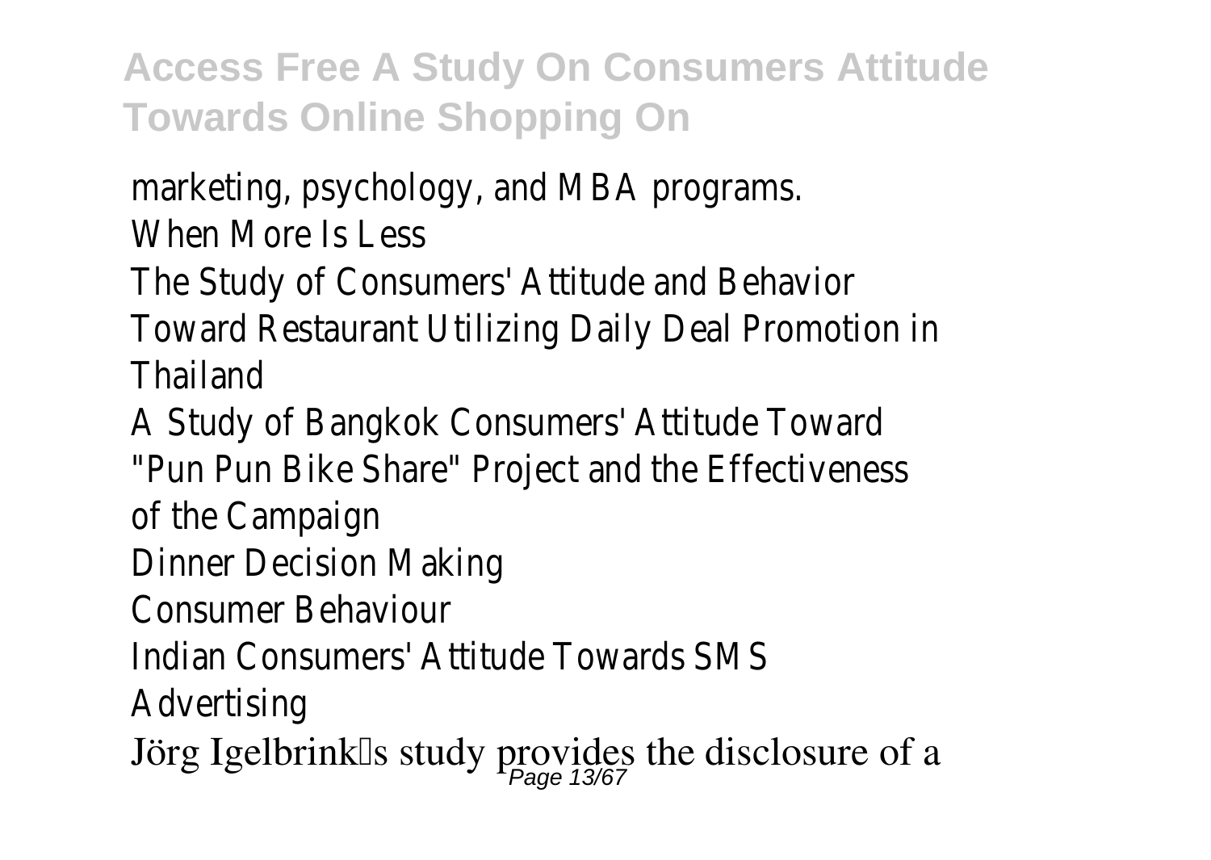marketing, psychology, and MBA programs.
When More Is Less
The Study of Consumers' Attitude and Behavior Toward Restaurant Utilizing Daily Deal Promotion in Thailand
A Study of Bangkok Consumers' Attitude Toward "Pun Pun Bike Share" Project and the Effectiveness of the Campaign
Dinner Decision Making
Consumer Behaviour
Indian Consumers' Attitude Towards SMS Advertising
Jörg Igelbrink's study provides the disclosure of a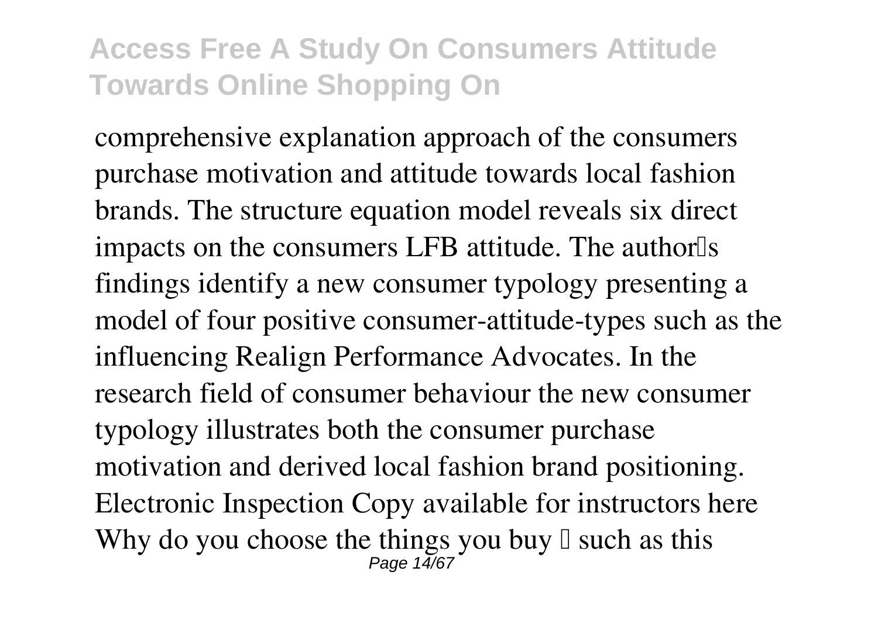comprehensive explanation approach of the consumers purchase motivation and attitude towards local fashion brands. The structure equation model reveals six direct impacts on the consumers LFB attitude. The author□s findings identify a new consumer typology presenting a model of four positive consumer-attitude-types such as the influencing Realign Performance Advocates. In the research field of consumer behaviour the new consumer typology illustrates both the consumer purchase motivation and derived local fashion brand positioning. Electronic Inspection Copy available for instructors here Why do you choose the things you buy □ such as this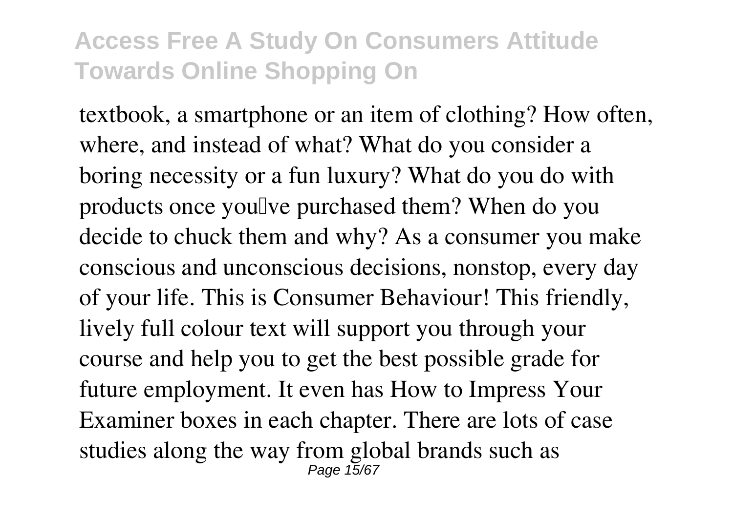textbook, a smartphone or an item of clothing? How often, where, and instead of what? What do you consider a boring necessity or a fun luxury? What do you do with products once you've purchased them? When do you decide to chuck them and why? As a consumer you make conscious and unconscious decisions, nonstop, every day of your life. This is Consumer Behaviour! This friendly, lively full colour text will support you through your course and help you to get the best possible grade for future employment. It even has How to Impress Your Examiner boxes in each chapter. There are lots of case studies along the way from global brands such as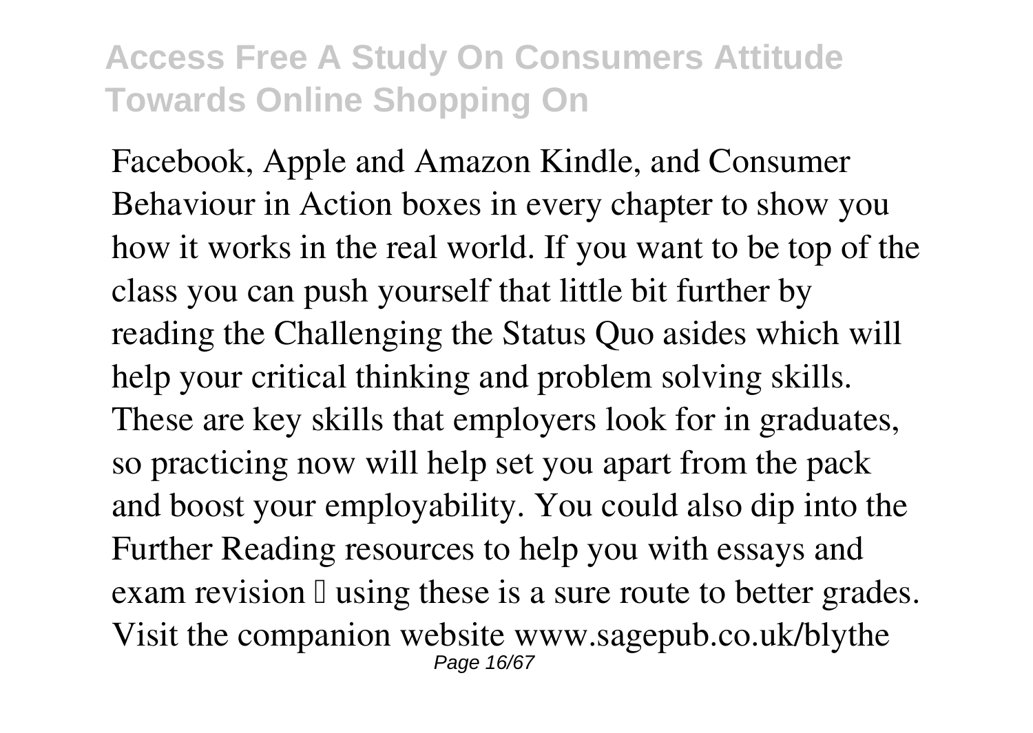Facebook, Apple and Amazon Kindle, and Consumer Behaviour in Action boxes in every chapter to show you how it works in the real world. If you want to be top of the class you can push yourself that little bit further by reading the Challenging the Status Quo asides which will help your critical thinking and problem solving skills. These are key skills that employers look for in graduates, so practicing now will help set you apart from the pack and boost your employability. You could also dip into the Further Reading resources to help you with essays and exam revision  using these is a sure route to better grades. Visit the companion website www.sagepub.co.uk/blythe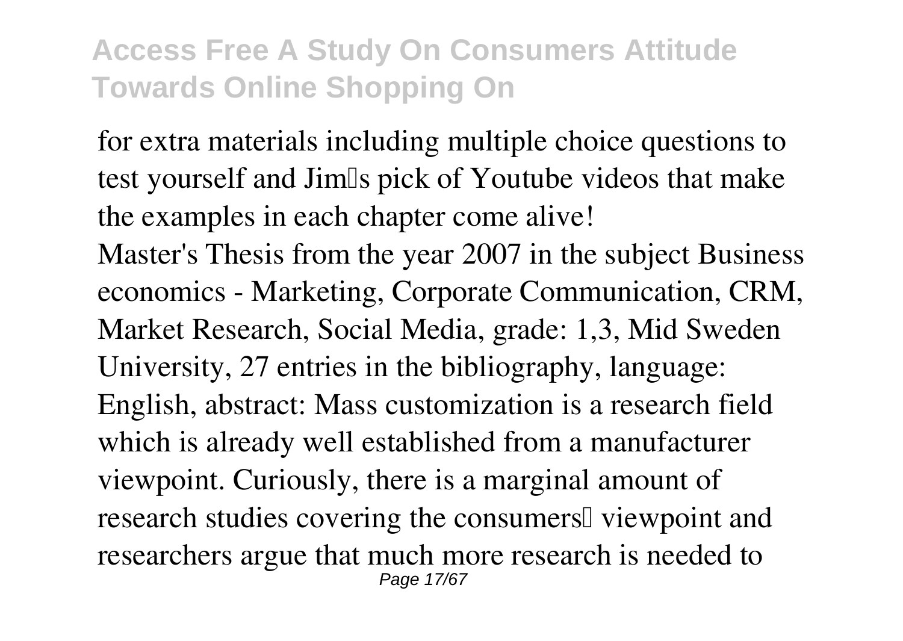for extra materials including multiple choice questions to test yourself and Jim's pick of Youtube videos that make the examples in each chapter come alive!

Master's Thesis from the year 2007 in the subject Business economics - Marketing, Corporate Communication, CRM, Market Research, Social Media, grade: 1,3, Mid Sweden University, 27 entries in the bibliography, language: English, abstract: Mass customization is a research field which is already well established from a manufacturer viewpoint. Curiously, there is a marginal amount of research studies covering the consumers' viewpoint and researchers argue that much more research is needed to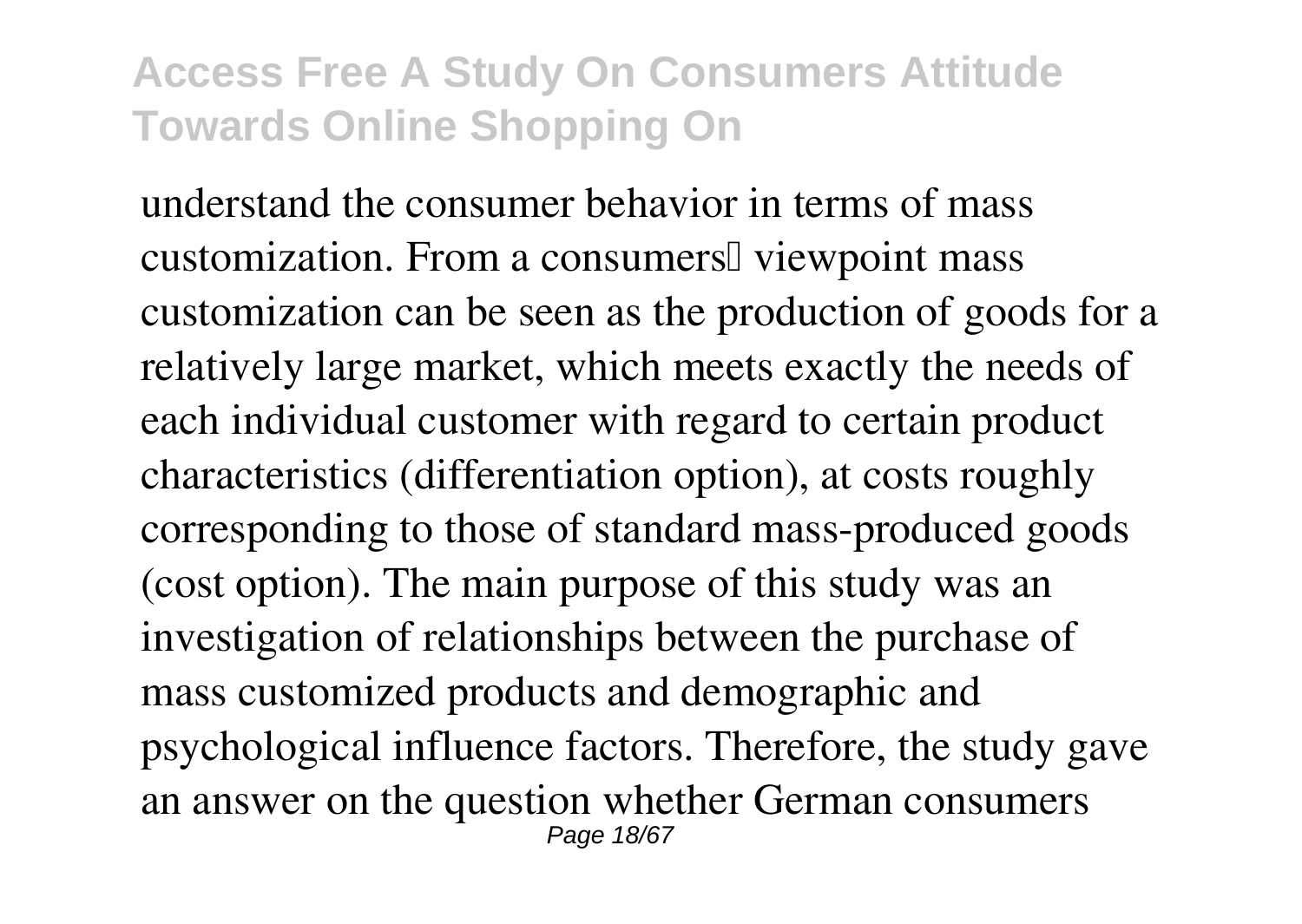understand the consumer behavior in terms of mass customization. From a consumers' viewpoint mass customization can be seen as the production of goods for a relatively large market, which meets exactly the needs of each individual customer with regard to certain product characteristics (differentiation option), at costs roughly corresponding to those of standard mass-produced goods (cost option). The main purpose of this study was an investigation of relationships between the purchase of mass customized products and demographic and psychological influence factors. Therefore, the study gave an answer on the question whether German consumers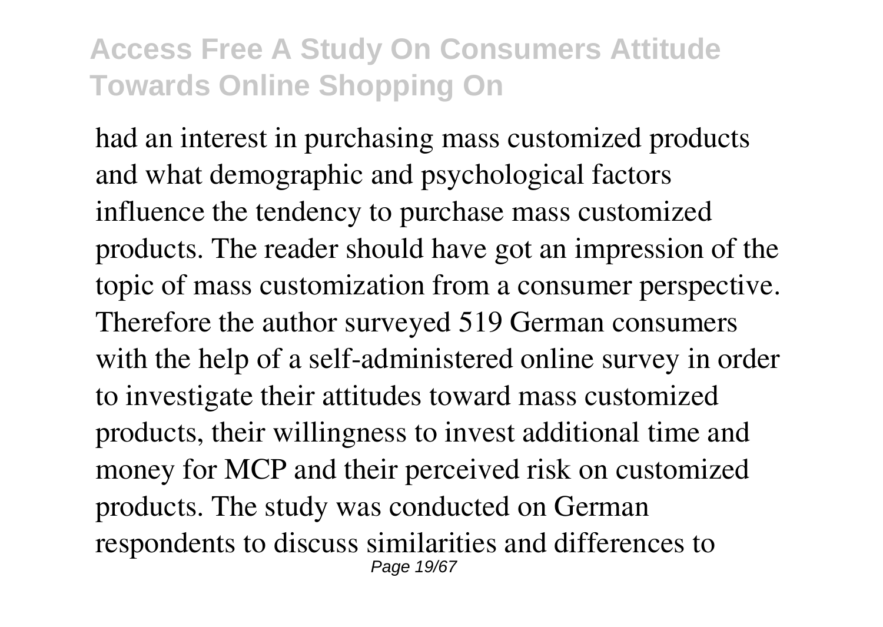had an interest in purchasing mass customized products and what demographic and psychological factors influence the tendency to purchase mass customized products. The reader should have got an impression of the topic of mass customization from a consumer perspective. Therefore the author surveyed 519 German consumers with the help of a self-administered online survey in order to investigate their attitudes toward mass customized products, their willingness to invest additional time and money for MCP and their perceived risk on customized products. The study was conducted on German respondents to discuss similarities and differences to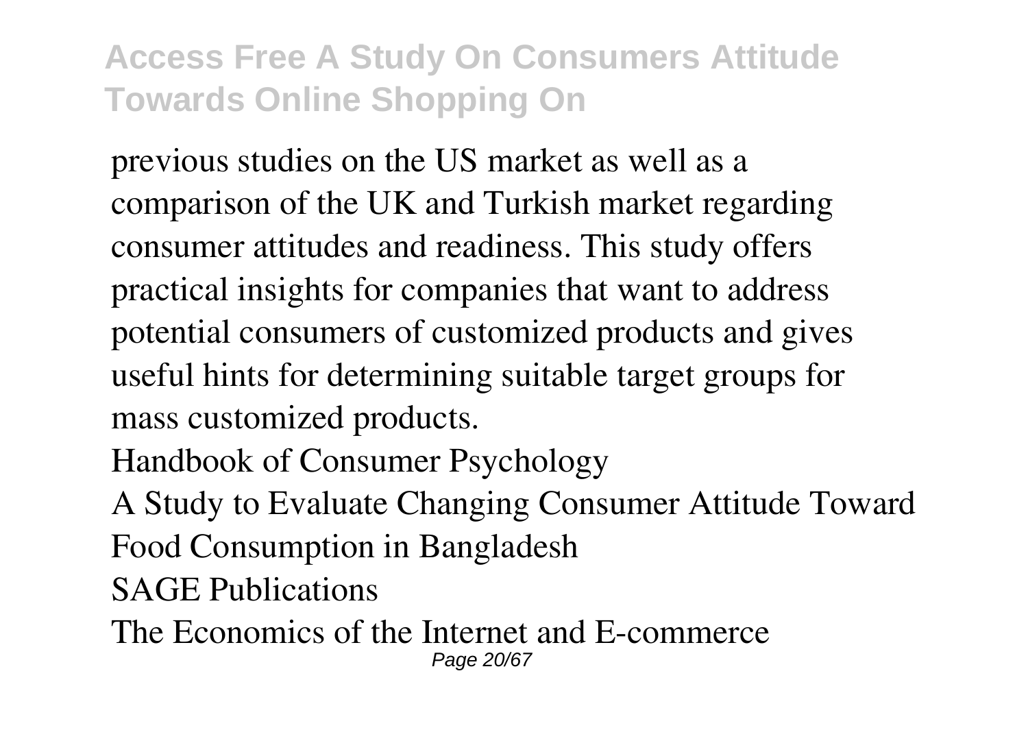previous studies on the US market as well as a comparison of the UK and Turkish market regarding consumer attitudes and readiness. This study offers practical insights for companies that want to address potential consumers of customized products and gives useful hints for determining suitable target groups for mass customized products.

Handbook of Consumer Psychology

A Study to Evaluate Changing Consumer Attitude Toward Food Consumption in Bangladesh

SAGE Publications

The Economics of the Internet and E-commerce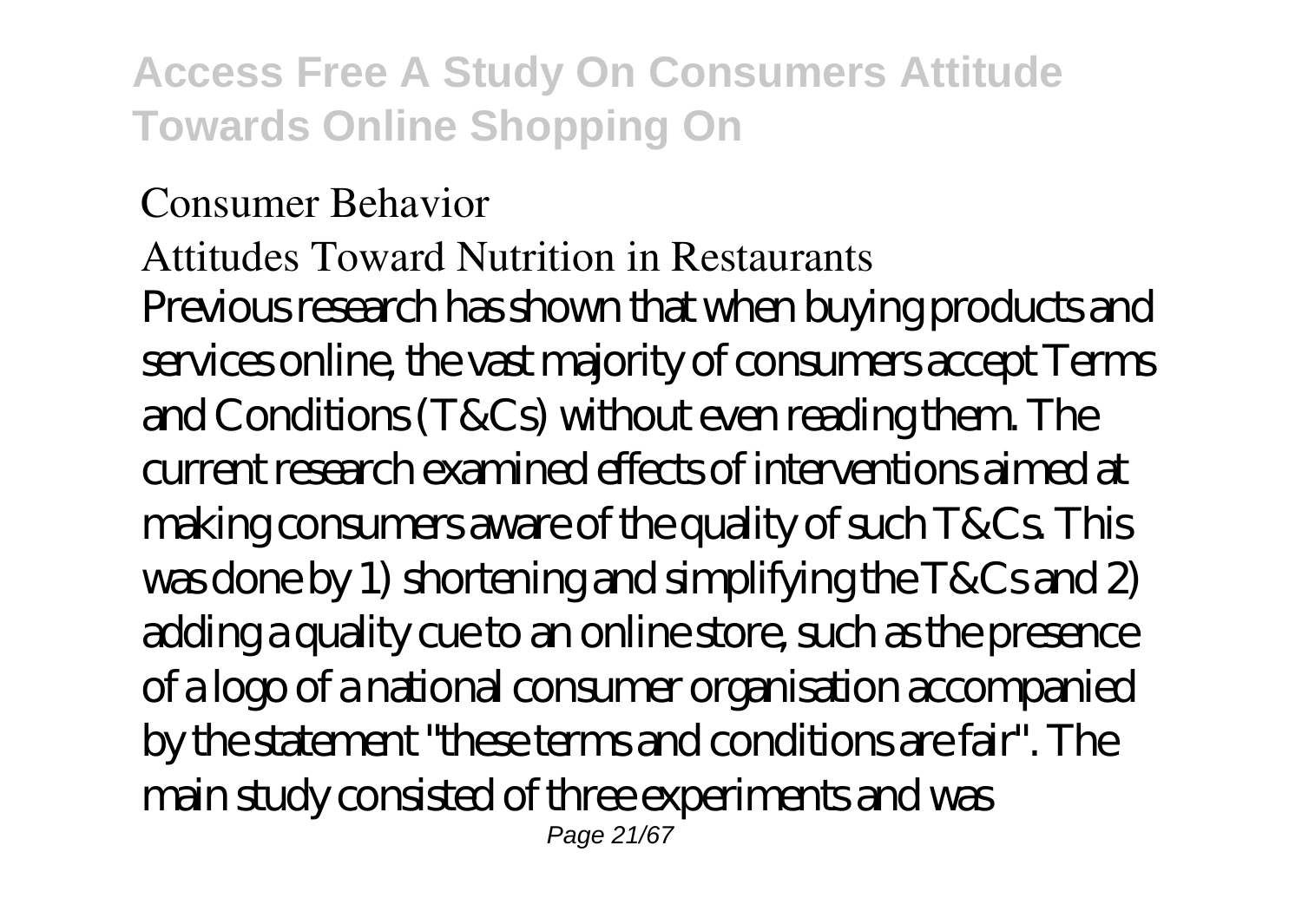Consumer Behavior

Attitudes Toward Nutrition in Restaurants

Previous research has shown that when buying products and services online, the vast majority of consumers accept Terms and Conditions (T&Cs) without even reading them. The current research examined effects of interventions aimed at making consumers aware of the quality of such T&Cs. This was done by 1) shortening and simplifying the T&Cs and 2) adding a quality cue to an online store, such as the presence of a logo of a national consumer organisation accompanied by the statement "these terms and conditions are fair". The main study consisted of three experiments and was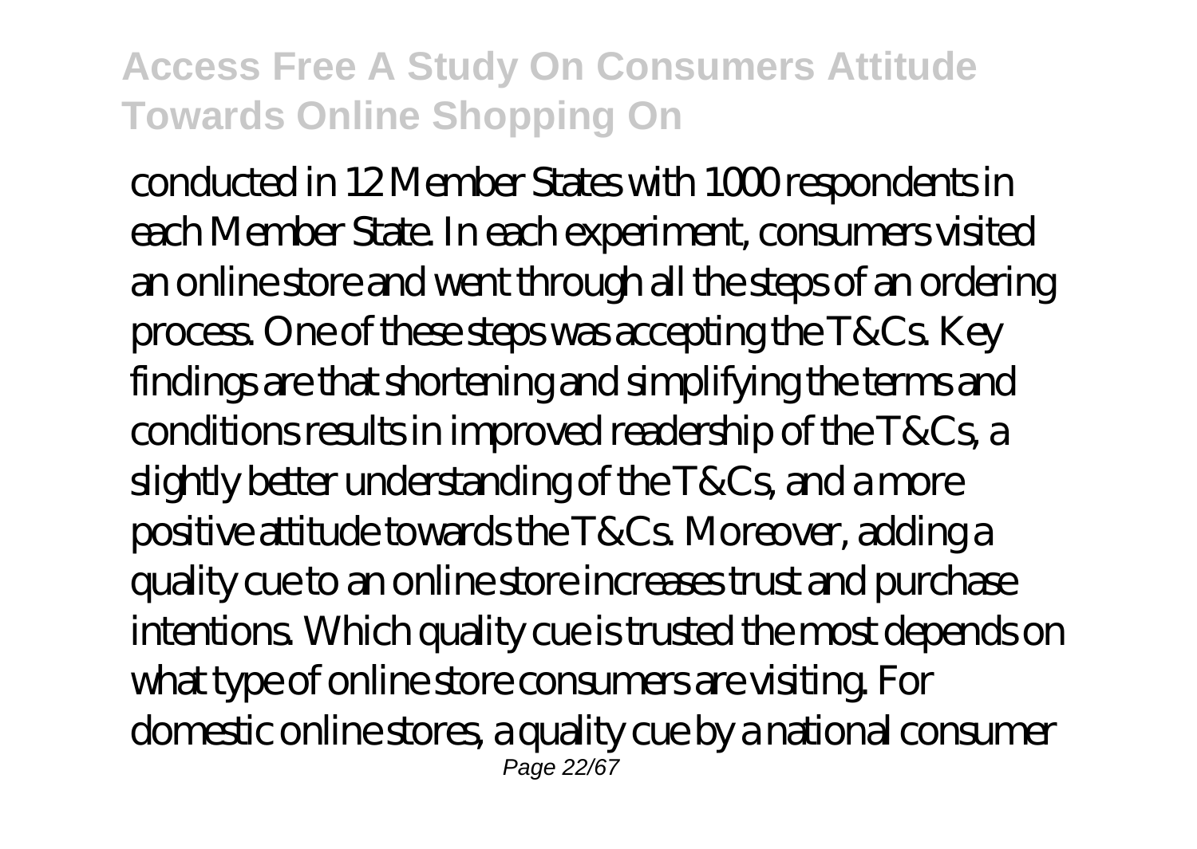conducted in 12 Member States with 1000 respondents in each Member State. In each experiment, consumers visited an online store and went through all the steps of an ordering process. One of these steps was accepting the T&Cs. Key findings are that shortening and simplifying the terms and conditions results in improved readership of the T&Cs, a slightly better understanding of the T&Cs, and a more positive attitude towards the T&Cs. Moreover, adding a quality cue to an online store increases trust and purchase intentions. Which quality cue is trusted the most depends on what type of online store consumers are visiting. For domestic online stores, a quality cue by a national consumer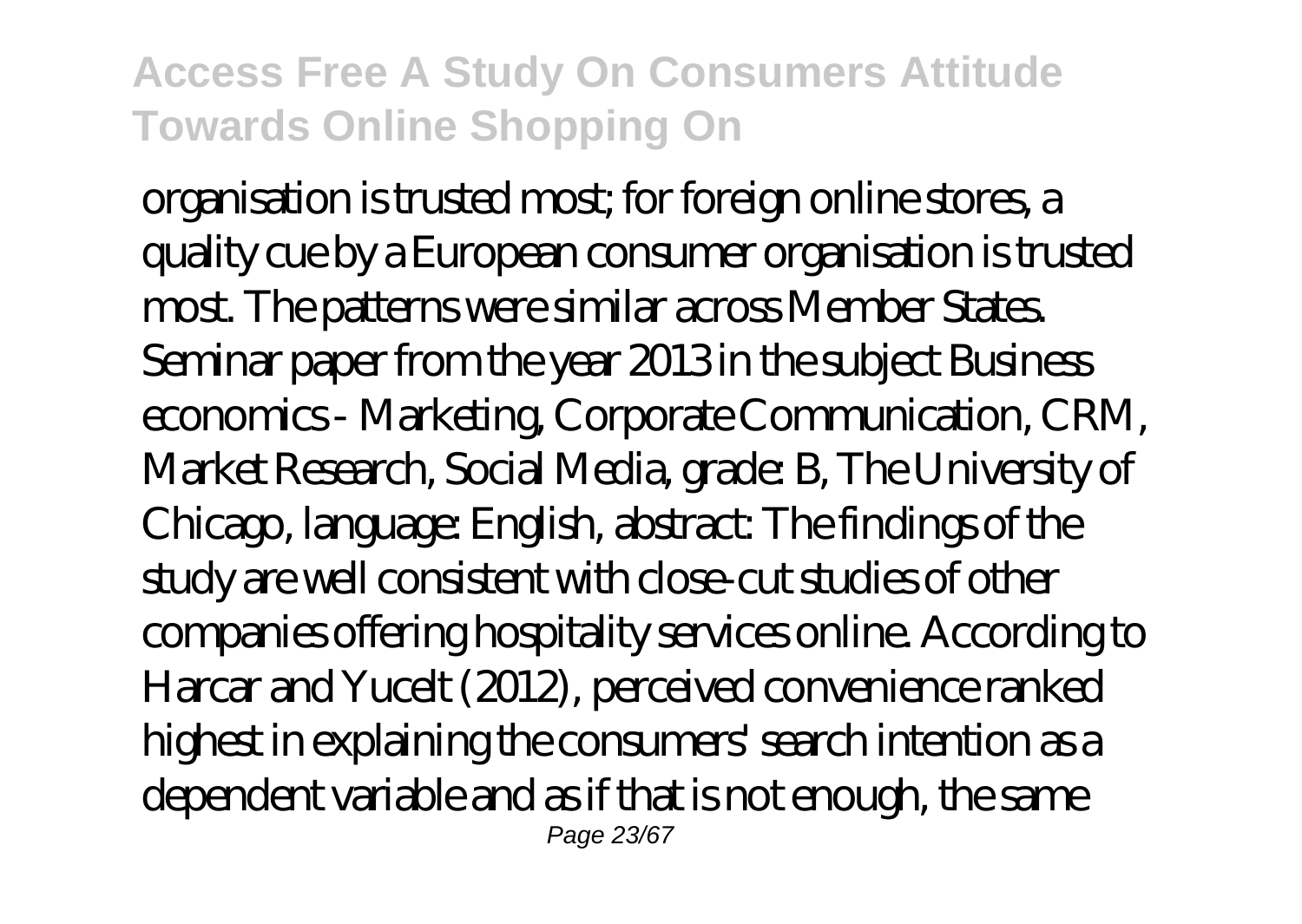organisation is trusted most; for foreign online stores, a quality cue by a European consumer organisation is trusted most. The patterns were similar across Member States.

Seminar paper from the year 2013 in the subject Business economics - Marketing, Corporate Communication, CRM, Market Research, Social Media, grade: B, The University of Chicago, language: English, abstract: The findings of the study are well consistent with close-cut studies of other companies offering hospitality services online. According to Harcar and Yucelt (2012), perceived convenience ranked highest in explaining the consumers' search intention as a dependent variable and as if that is not enough, the same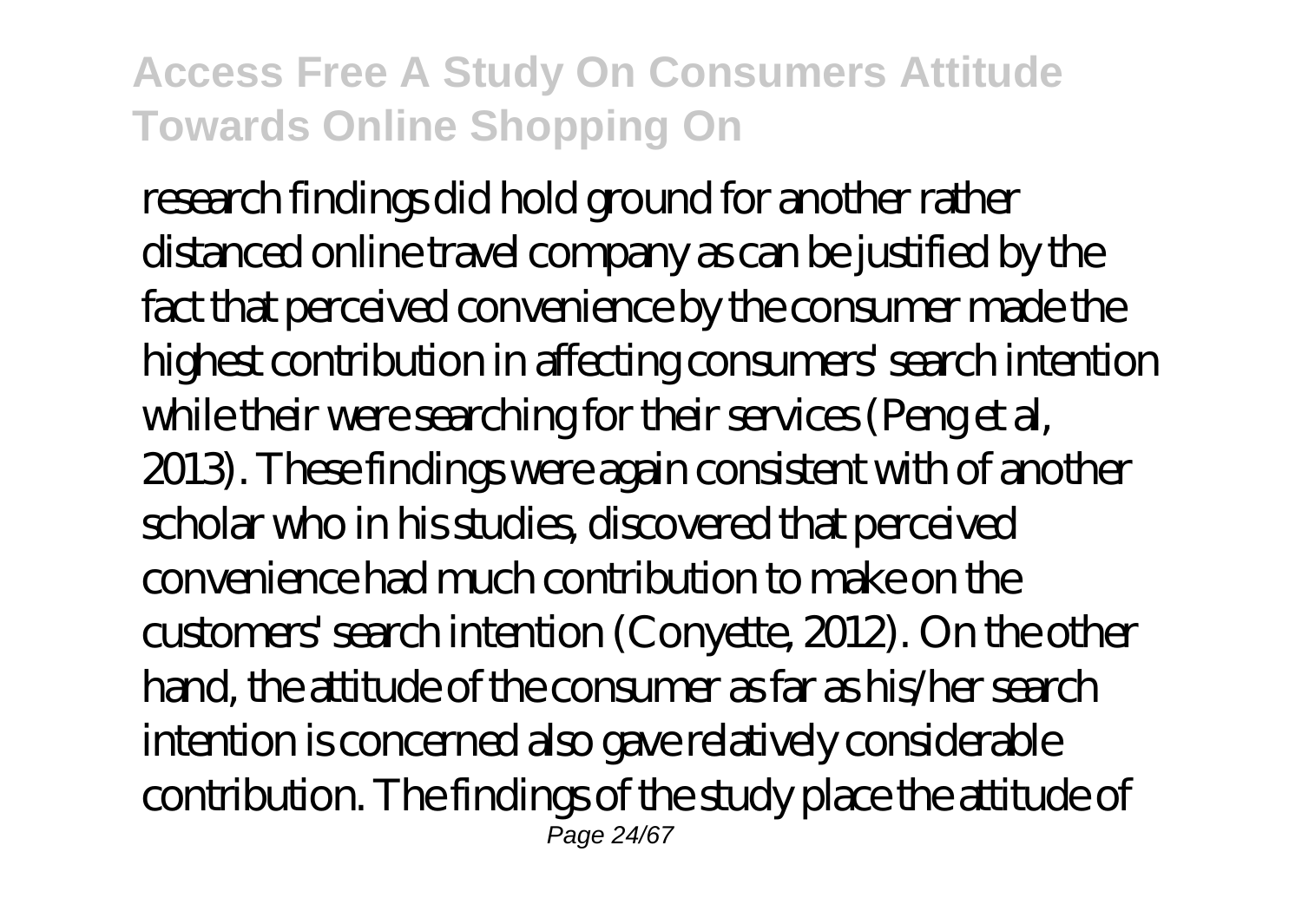research findings did hold ground for another rather distanced online travel company as can be justified by the fact that perceived convenience by the consumer made the highest contribution in affecting consumers' search intention while their were searching for their services (Peng et al, 2013). These findings were again consistent with of another scholar who in his studies, discovered that perceived convenience had much contribution to make on the customers' search intention (Conyette, 2012). On the other hand, the attitude of the consumer as far as his/her search intention is concerned also gave relatively considerable contribution. The findings of the study place the attitude of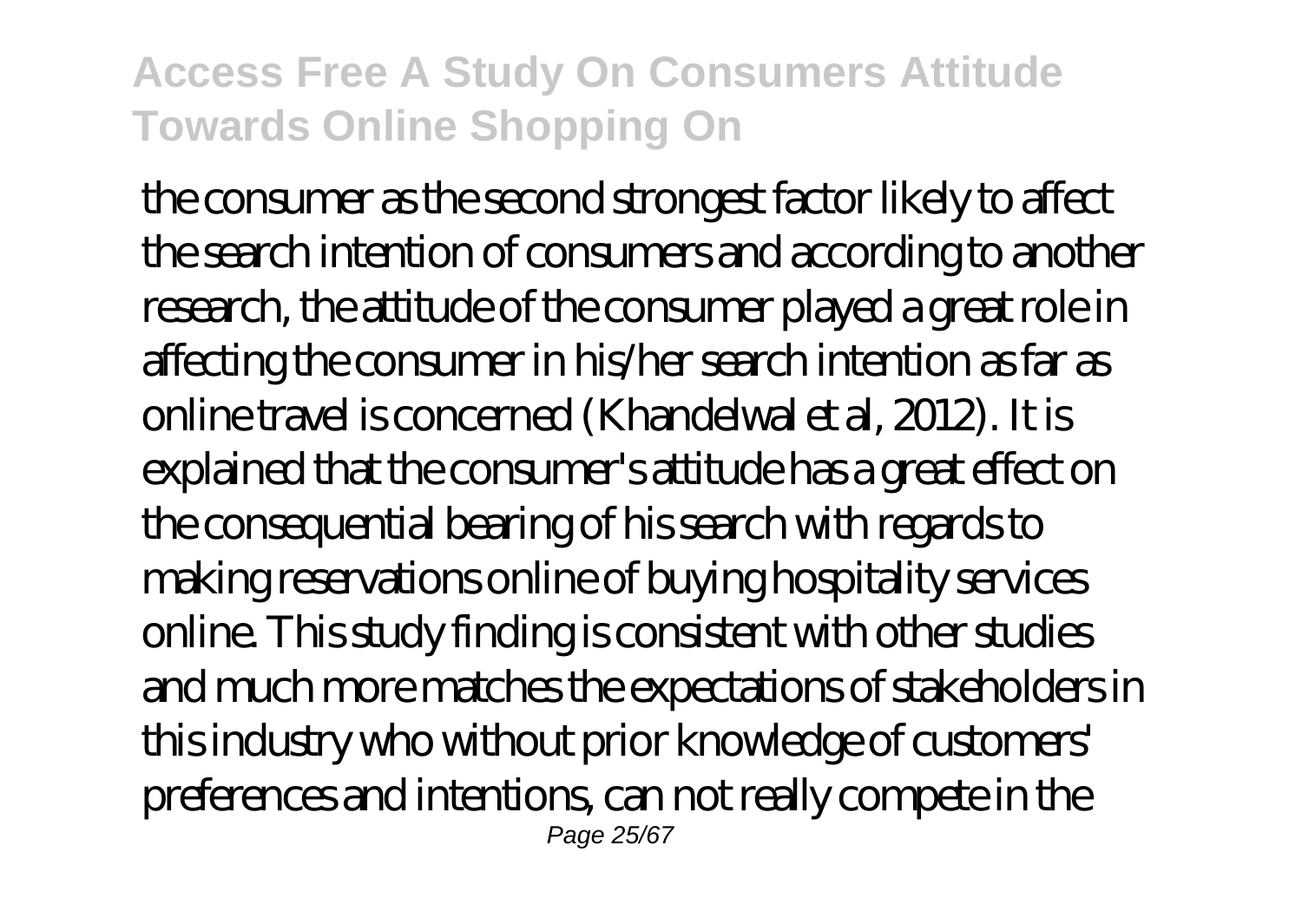the consumer as the second strongest factor likely to affect the search intention of consumers and according to another research, the attitude of the consumer played a great role in affecting the consumer in his/her search intention as far as online travel is concerned (Khandelwal et al, 2012). It is explained that the consumer's attitude has a great effect on the consequential bearing of his search with regards to making reservations online of buying hospitality services online. This study finding is consistent with other studies and much more matches the expectations of stakeholders in this industry who without prior knowledge of customers' preferences and intentions, can not really compete in the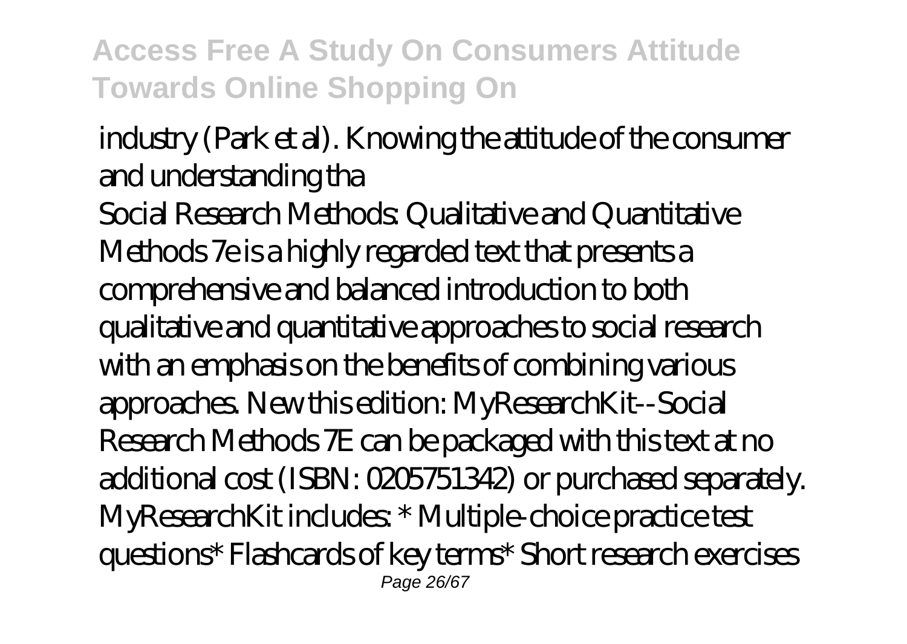industry (Park et al). Knowing the attitude of the consumer and understanding tha

Social Research Methods: Qualitative and Quantitative Methods 7e is a highly regarded text that presents a comprehensive and balanced introduction to both qualitative and quantitative approaches to social research with an emphasis on the benefits of combining various approaches. New this edition: MyResearchKit--Social Research Methods 7E can be packaged with this text at no additional cost (ISBN: 0205751342) or purchased separately. MyResearchKit includes: * Multiple-choice practice test questions* Flashcards of key terms* Short research exercises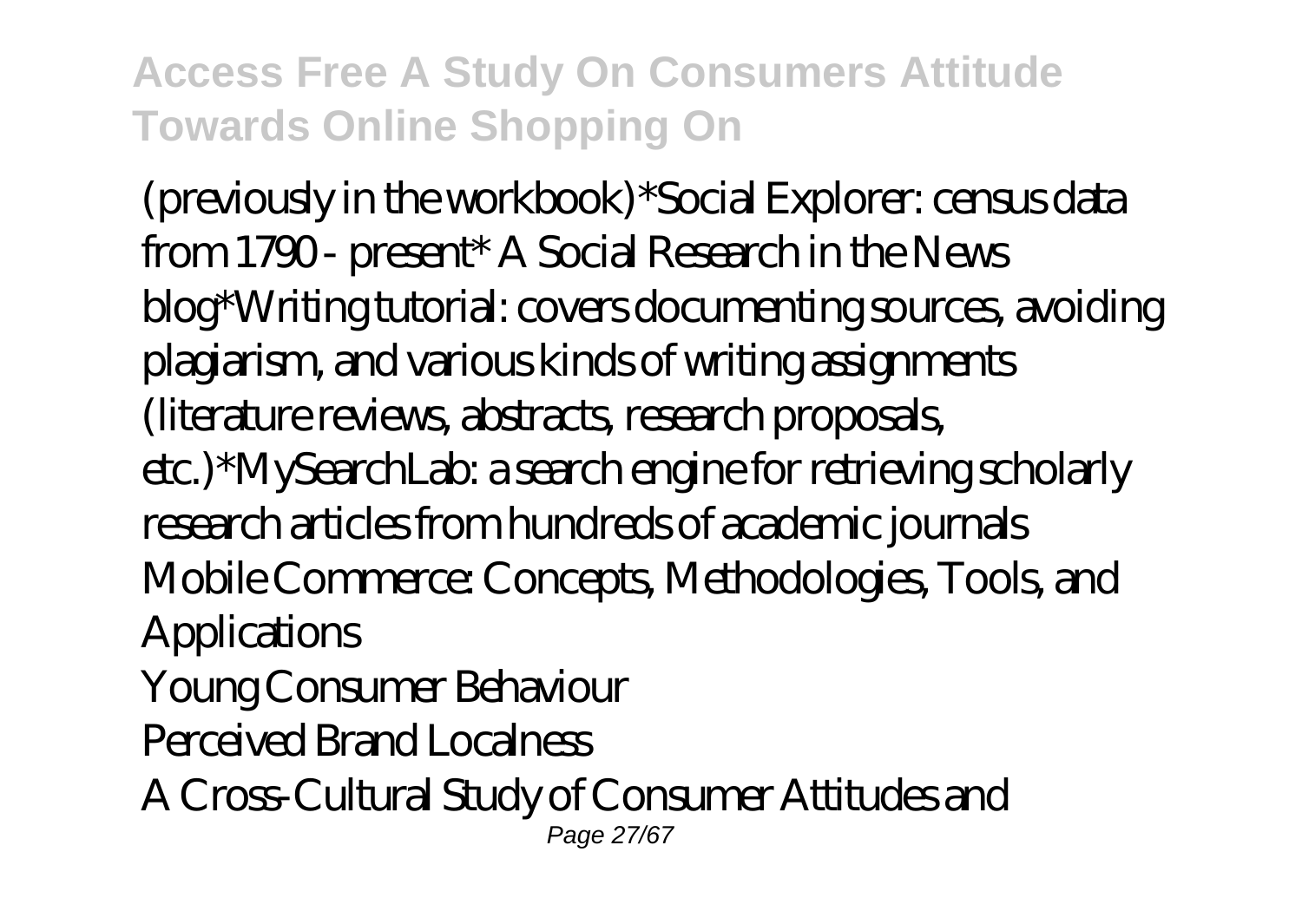(previously in the workbook)*Social Explorer: census data from 1790 - present* A Social Research in the News blog*Writing tutorial: covers documenting sources, avoiding plagiarism, and various kinds of writing assignments (literature reviews, abstracts, research proposals, etc.)*MySearchLab: a search engine for retrieving scholarly research articles from hundreds of academic journals

Mobile Commerce: Concepts, Methodologies, Tools, and Applications

Young Consumer Behaviour

Perceived Brand Localness

A Cross-Cultural Study of Consumer Attitudes and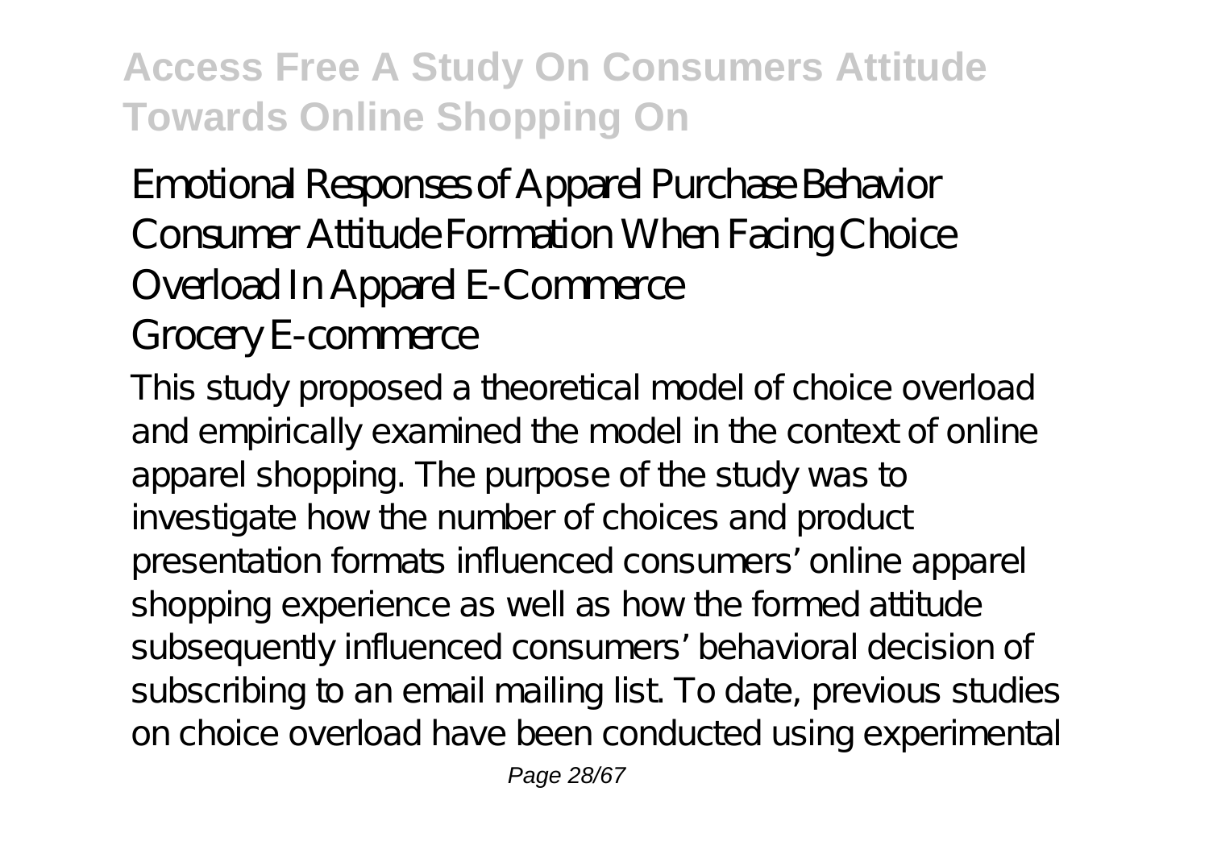Emotional Responses of Apparel Purchase Behavior
Consumer Attitude Formation When Facing Choice Overload In Apparel E-Commerce
Grocery E-commerce

This study proposed a theoretical model of choice overload and empirically examined the model in the context of online apparel shopping. The purpose of the study was to investigate how the number of choices and product presentation formats influenced consumers' online apparel shopping experience as well as how the formed attitude subsequently influenced consumers' behavioral decision of subscribing to an email mailing list. To date, previous studies on choice overload have been conducted using experimental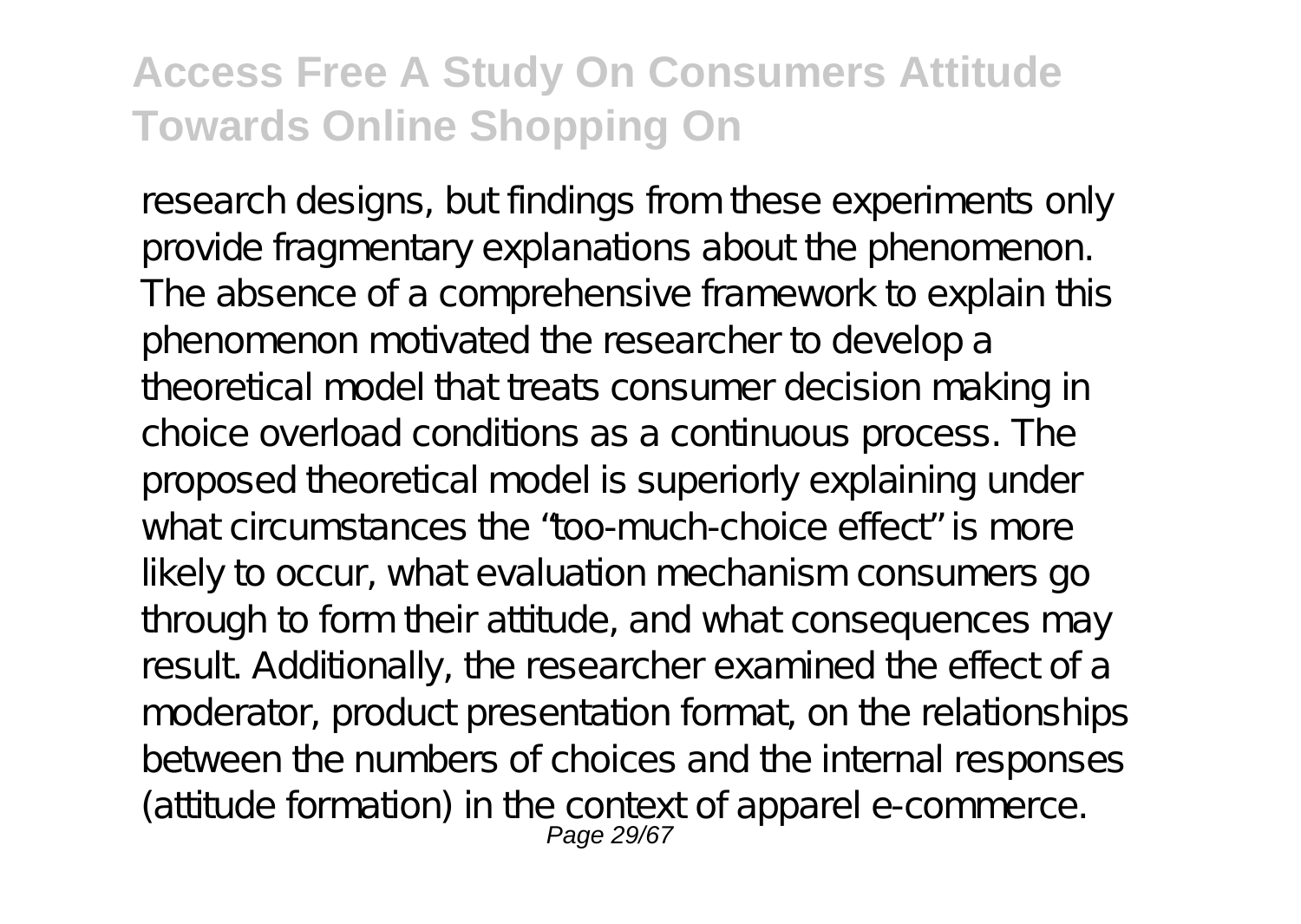research designs, but findings from these experiments only provide fragmentary explanations about the phenomenon. The absence of a comprehensive framework to explain this phenomenon motivated the researcher to develop a theoretical model that treats consumer decision making in choice overload conditions as a continuous process. The proposed theoretical model is superiorly explaining under what circumstances the "too-much-choice effect" is more likely to occur, what evaluation mechanism consumers go through to form their attitude, and what consequences may result. Additionally, the researcher examined the effect of a moderator, product presentation format, on the relationships between the numbers of choices and the internal responses (attitude formation) in the context of apparel e-commerce.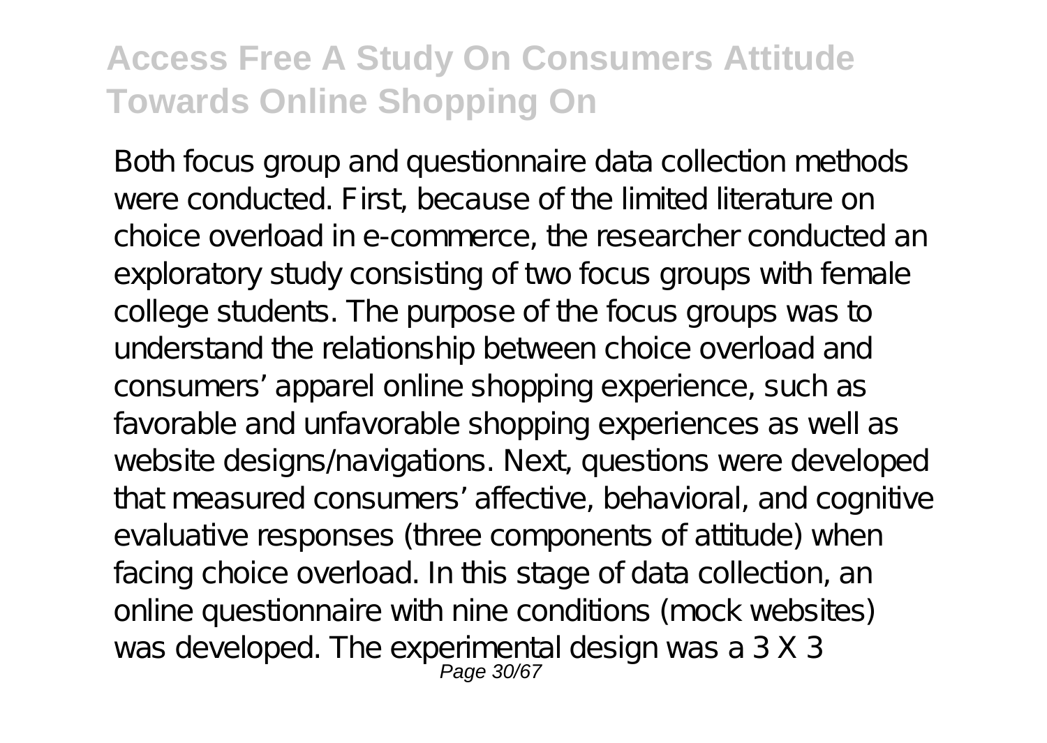Both focus group and questionnaire data collection methods were conducted. First, because of the limited literature on choice overload in e-commerce, the researcher conducted an exploratory study consisting of two focus groups with female college students. The purpose of the focus groups was to understand the relationship between choice overload and consumers' apparel online shopping experience, such as favorable and unfavorable shopping experiences as well as website designs/navigations. Next, questions were developed that measured consumers' affective, behavioral, and cognitive evaluative responses (three components of attitude) when facing choice overload. In this stage of data collection, an online questionnaire with nine conditions (mock websites) was developed. The experimental design was a 3 X 3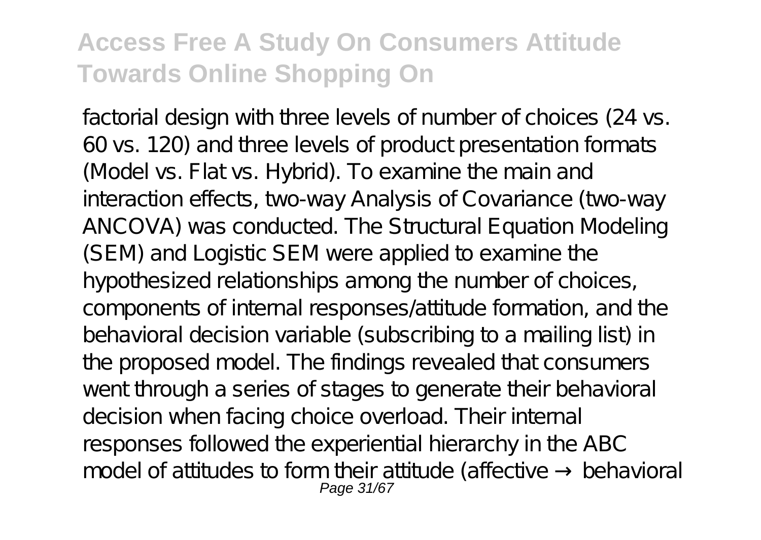factorial design with three levels of number of choices (24 vs. 60 vs. 120) and three levels of product presentation formats (Model vs. Flat vs. Hybrid). To examine the main and interaction effects, two-way Analysis of Covariance (two-way ANCOVA) was conducted. The Structural Equation Modeling (SEM) and Logistic SEM were applied to examine the hypothesized relationships among the number of choices, components of internal responses/attitude formation, and the behavioral decision variable (subscribing to a mailing list) in the proposed model. The findings revealed that consumers went through a series of stages to generate their behavioral decision when facing choice overload. Their internal responses followed the experiential hierarchy in the ABC model of attitudes to form their attitude (affective → behavioral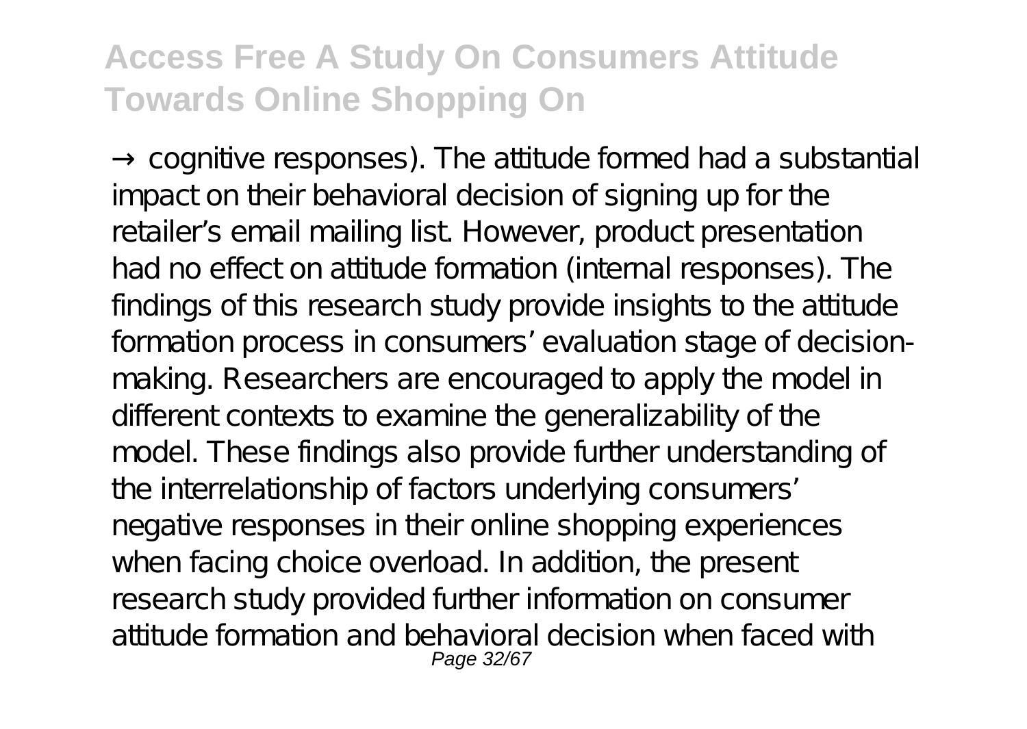→ cognitive responses). The attitude formed had a substantial impact on their behavioral decision of signing up for the retailer's email mailing list. However, product presentation had no effect on attitude formation (internal responses). The findings of this research study provide insights to the attitude formation process in consumers' evaluation stage of decision-making. Researchers are encouraged to apply the model in different contexts to examine the generalizability of the model. These findings also provide further understanding of the interrelationship of factors underlying consumers' negative responses in their online shopping experiences when facing choice overload. In addition, the present research study provided further information on consumer attitude formation and behavioral decision when faced with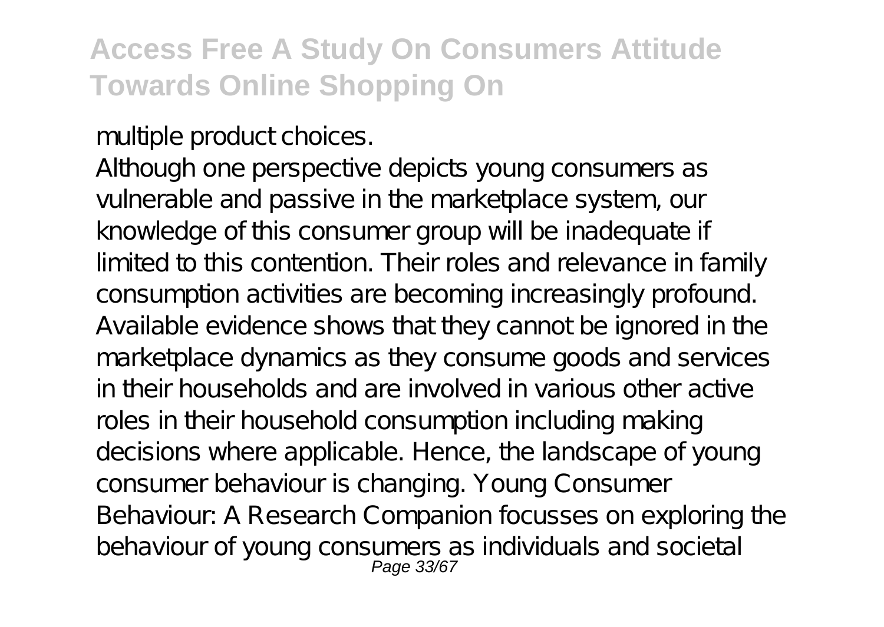multiple product choices.

Although one perspective depicts young consumers as vulnerable and passive in the marketplace system, our knowledge of this consumer group will be inadequate if limited to this contention. Their roles and relevance in family consumption activities are becoming increasingly profound. Available evidence shows that they cannot be ignored in the marketplace dynamics as they consume goods and services in their households and are involved in various other active roles in their household consumption including making decisions where applicable. Hence, the landscape of young consumer behaviour is changing. Young Consumer Behaviour: A Research Companion focusses on exploring the behaviour of young consumers as individuals and societal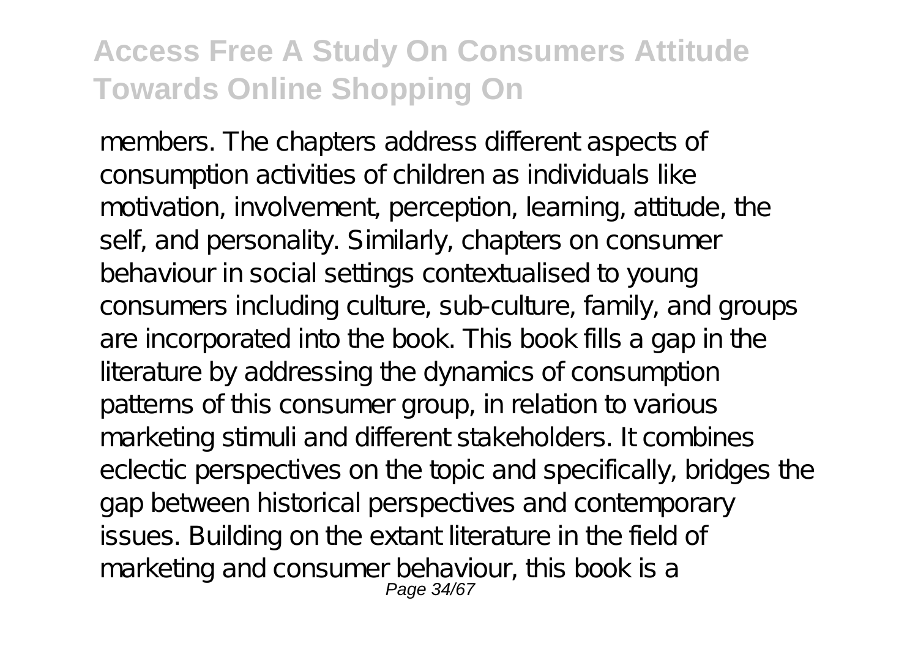members. The chapters address different aspects of consumption activities of children as individuals like motivation, involvement, perception, learning, attitude, the self, and personality. Similarly, chapters on consumer behaviour in social settings contextualised to young consumers including culture, sub-culture, family, and groups are incorporated into the book. This book fills a gap in the literature by addressing the dynamics of consumption patterns of this consumer group, in relation to various marketing stimuli and different stakeholders. It combines eclectic perspectives on the topic and specifically, bridges the gap between historical perspectives and contemporary issues. Building on the extant literature in the field of marketing and consumer behaviour, this book is a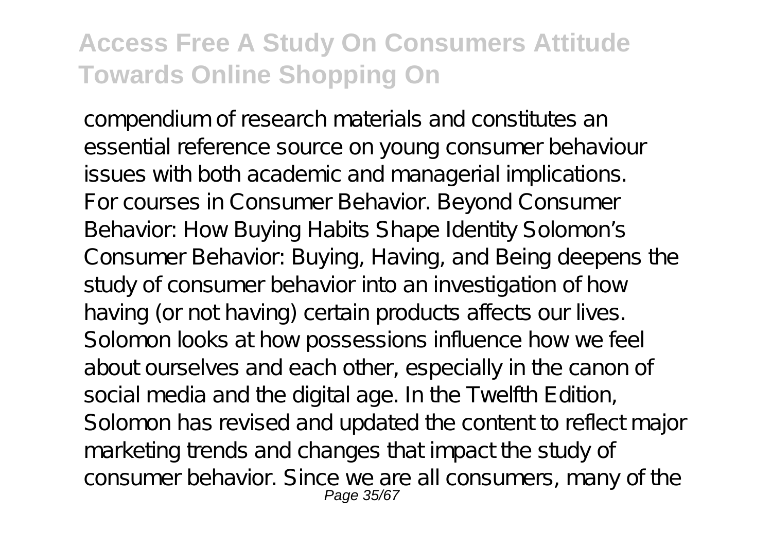compendium of research materials and constitutes an essential reference source on young consumer behaviour issues with both academic and managerial implications.

For courses in Consumer Behavior. Beyond Consumer Behavior: How Buying Habits Shape Identity Solomon's Consumer Behavior: Buying, Having, and Being deepens the study of consumer behavior into an investigation of how having (or not having) certain products affects our lives. Solomon looks at how possessions influence how we feel about ourselves and each other, especially in the canon of social media and the digital age. In the Twelfth Edition, Solomon has revised and updated the content to reflect major marketing trends and changes that impact the study of consumer behavior. Since we are all consumers, many of the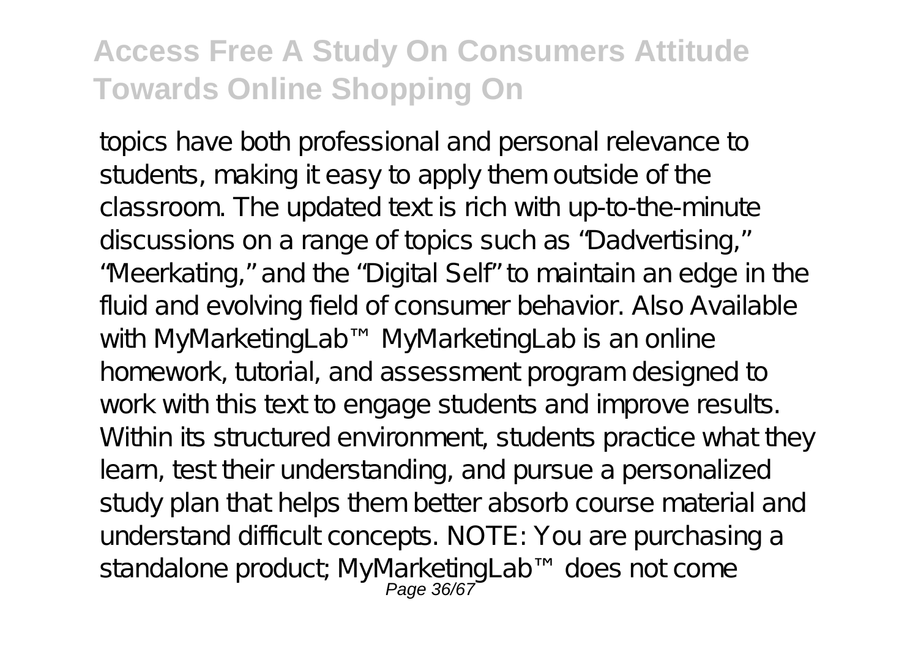topics have both professional and personal relevance to students, making it easy to apply them outside of the classroom. The updated text is rich with up-to-the-minute discussions on a range of topics such as "Dadvertising," "Meerkating," and the "Digital Self" to maintain an edge in the fluid and evolving field of consumer behavior. Also Available with MyMarketingLab™ MyMarketingLab is an online homework, tutorial, and assessment program designed to work with this text to engage students and improve results. Within its structured environment, students practice what they learn, test their understanding, and pursue a personalized study plan that helps them better absorb course material and understand difficult concepts. NOTE: You are purchasing a standalone product; MyMarketingLab™ does not come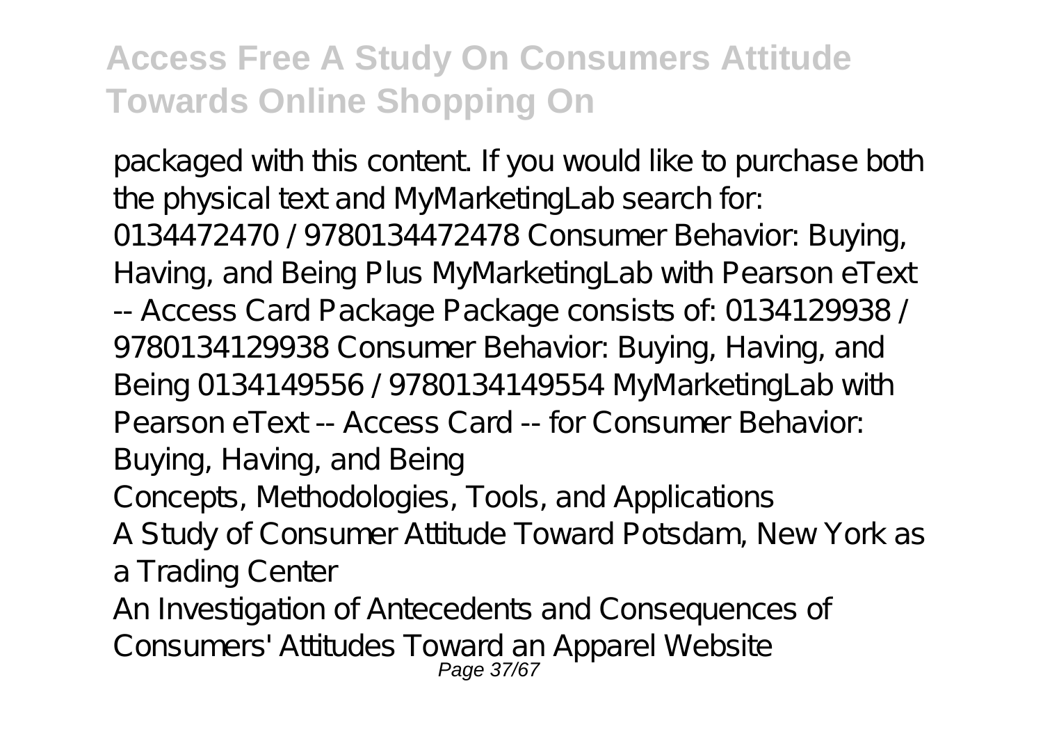packaged with this content. If you would like to purchase both the physical text and MyMarketingLab search for: 0134472470 / 9780134472478 Consumer Behavior: Buying, Having, and Being Plus MyMarketingLab with Pearson eText -- Access Card Package Package consists of: 0134129938 / 9780134129938 Consumer Behavior: Buying, Having, and Being 0134149556 / 9780134149554 MyMarketingLab with Pearson eText -- Access Card -- for Consumer Behavior: Buying, Having, and Being

Concepts, Methodologies, Tools, and Applications

A Study of Consumer Attitude Toward Potsdam, New York as a Trading Center

An Investigation of Antecedents and Consequences of Consumers' Attitudes Toward an Apparel Website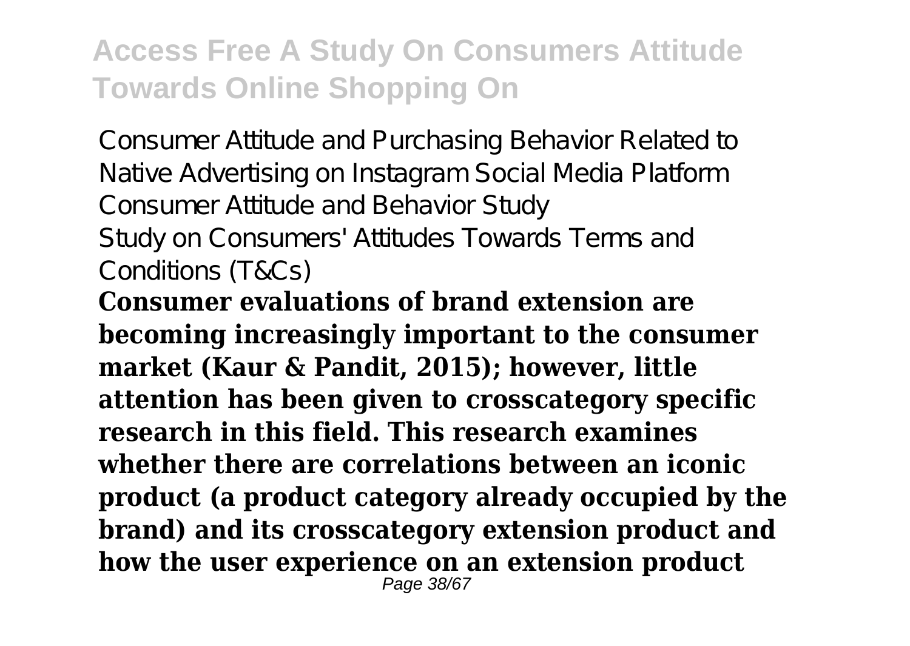Consumer Attitude and Purchasing Behavior Related to Native Advertising on Instagram Social Media Platform
Consumer Attitude and Behavior Study
Study on Consumers' Attitudes Towards Terms and Conditions (T&Cs)

**Consumer evaluations of brand extension are becoming increasingly important to the consumer market (Kaur & Pandit, 2015); however, little attention has been given to crosscategory specific research in this field. This research examines whether there are correlations between an iconic product (a product category already occupied by the brand) and its crosscategory extension product and how the user experience on an extension product**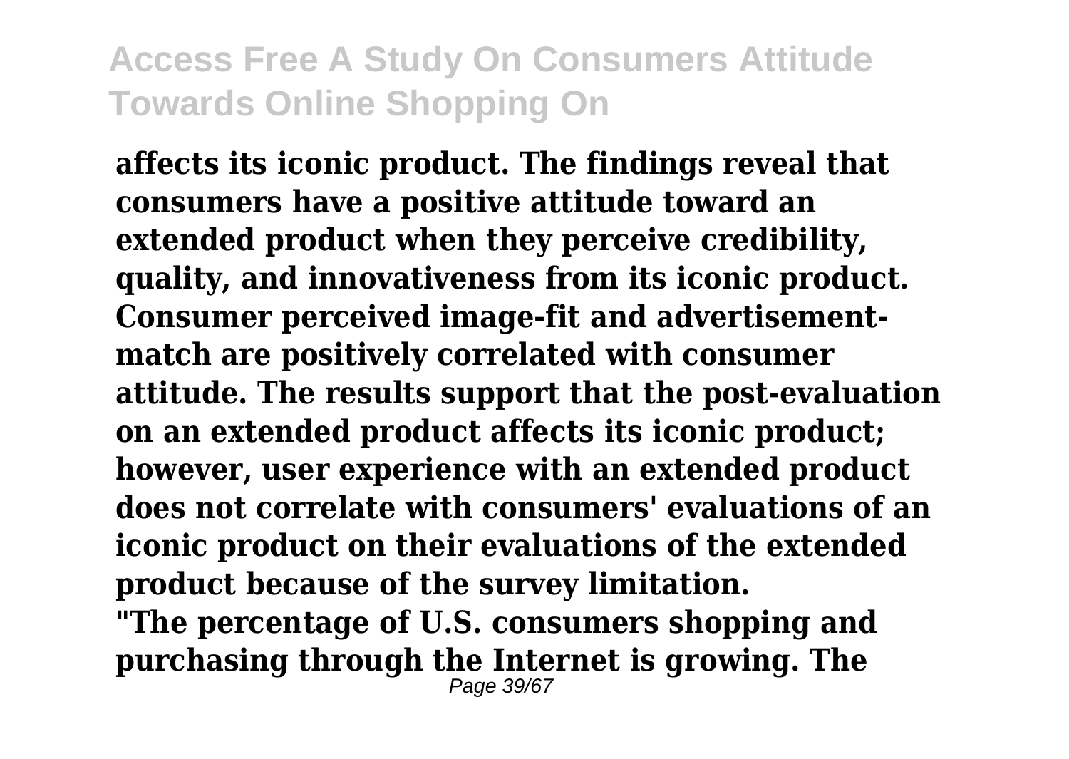**affects its iconic product. The findings reveal that consumers have a positive attitude toward an extended product when they perceive credibility, quality, and innovativeness from its iconic product. Consumer perceived image-fit and advertisement-match are positively correlated with consumer attitude. The results support that the post-evaluation on an extended product affects its iconic product; however, user experience with an extended product does not correlate with consumers' evaluations of an iconic product on their evaluations of the extended product because of the survey limitation.**

**"The percentage of U.S. consumers shopping and purchasing through the Internet is growing. The**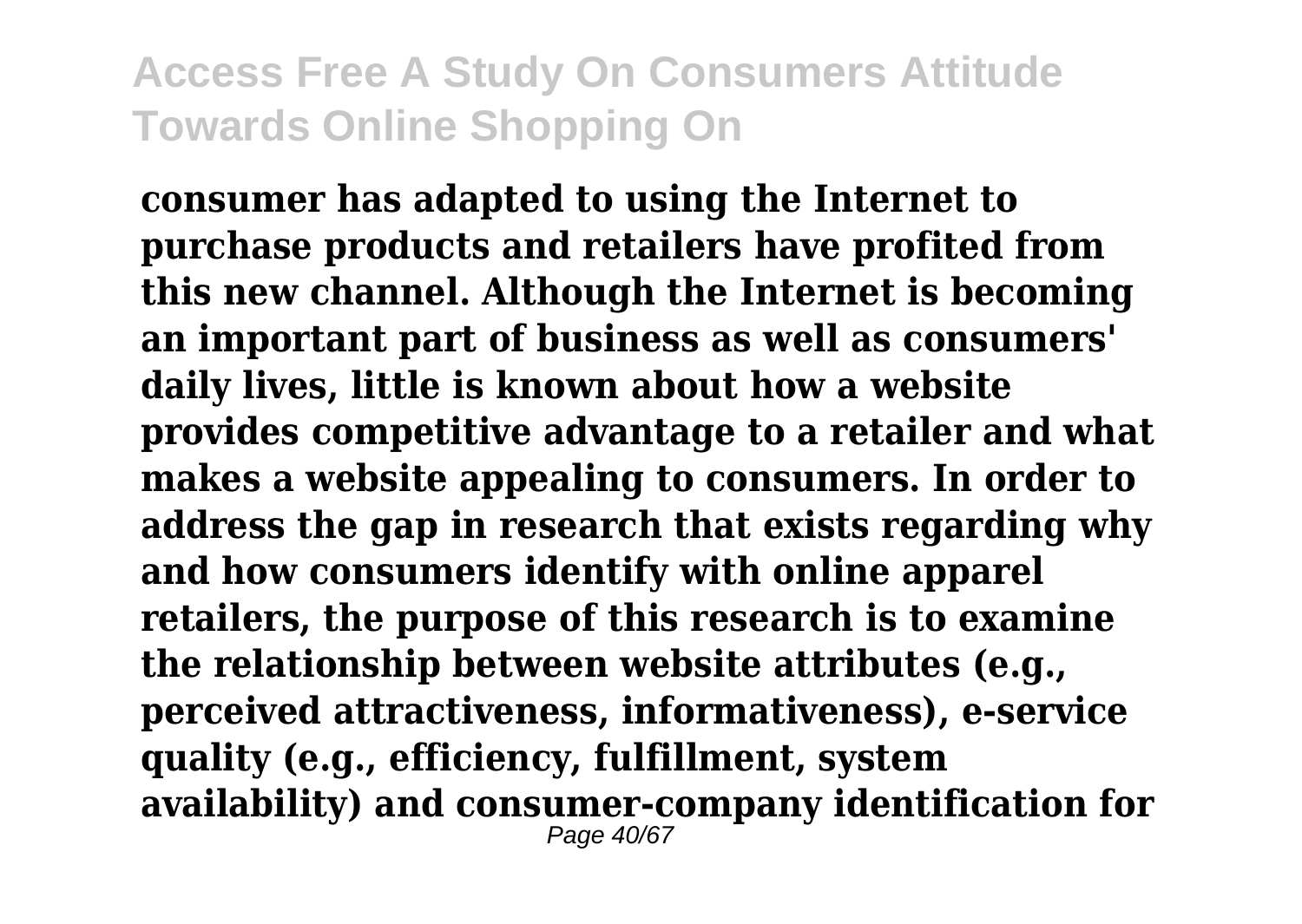consumer has adapted to using the Internet to purchase products and retailers have profited from this new channel. Although the Internet is becoming an important part of business as well as consumers' daily lives, little is known about how a website provides competitive advantage to a retailer and what makes a website appealing to consumers. In order to address the gap in research that exists regarding why and how consumers identify with online apparel retailers, the purpose of this research is to examine the relationship between website attributes (e.g., perceived attractiveness, informativeness), e-service quality (e.g., efficiency, fulfillment, system availability) and consumer-company identification for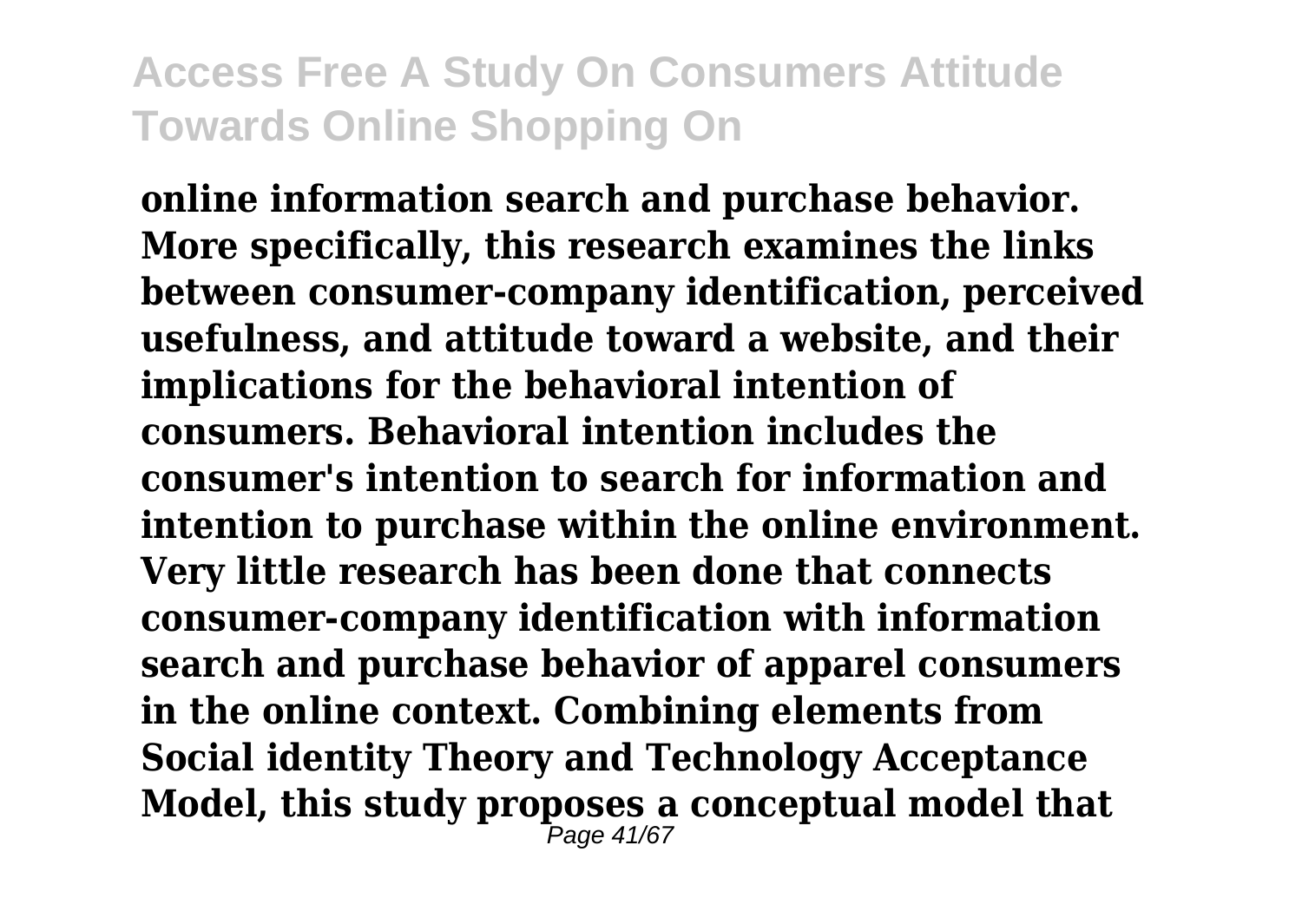**online information search and purchase behavior. More specifically, this research examines the links between consumer-company identification, perceived usefulness, and attitude toward a website, and their implications for the behavioral intention of consumers. Behavioral intention includes the consumer's intention to search for information and intention to purchase within the online environment. Very little research has been done that connects consumer-company identification with information search and purchase behavior of apparel consumers in the online context. Combining elements from Social identity Theory and Technology Acceptance Model, this study proposes a conceptual model that**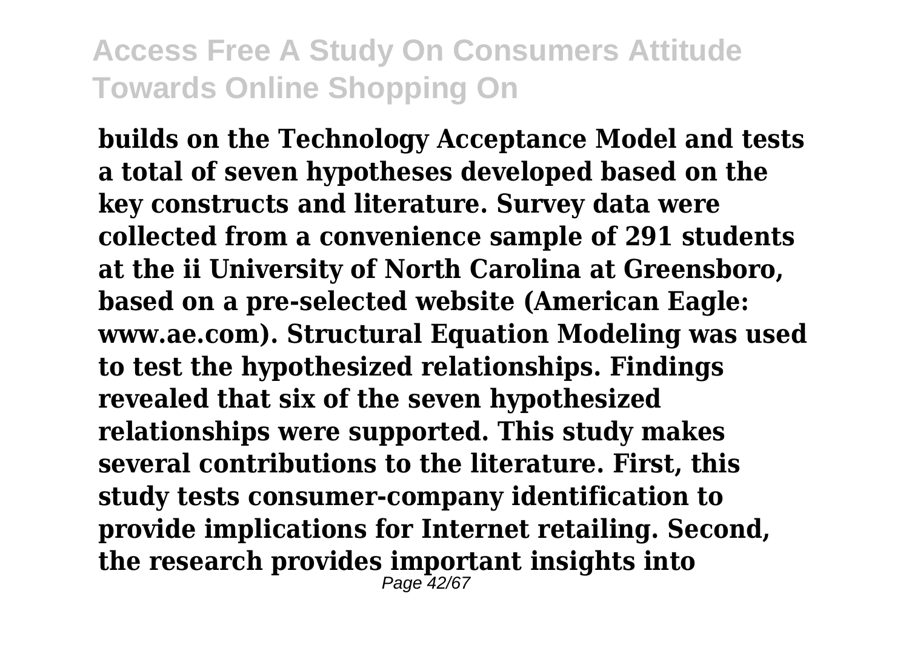**builds on the Technology Acceptance Model and tests a total of seven hypotheses developed based on the key constructs and literature. Survey data were collected from a convenience sample of 291 students at the ii University of North Carolina at Greensboro, based on a pre-selected website (American Eagle: www.ae.com). Structural Equation Modeling was used to test the hypothesized relationships. Findings revealed that six of the seven hypothesized relationships were supported. This study makes several contributions to the literature. First, this study tests consumer-company identification to provide implications for Internet retailing. Second, the research provides important insights into**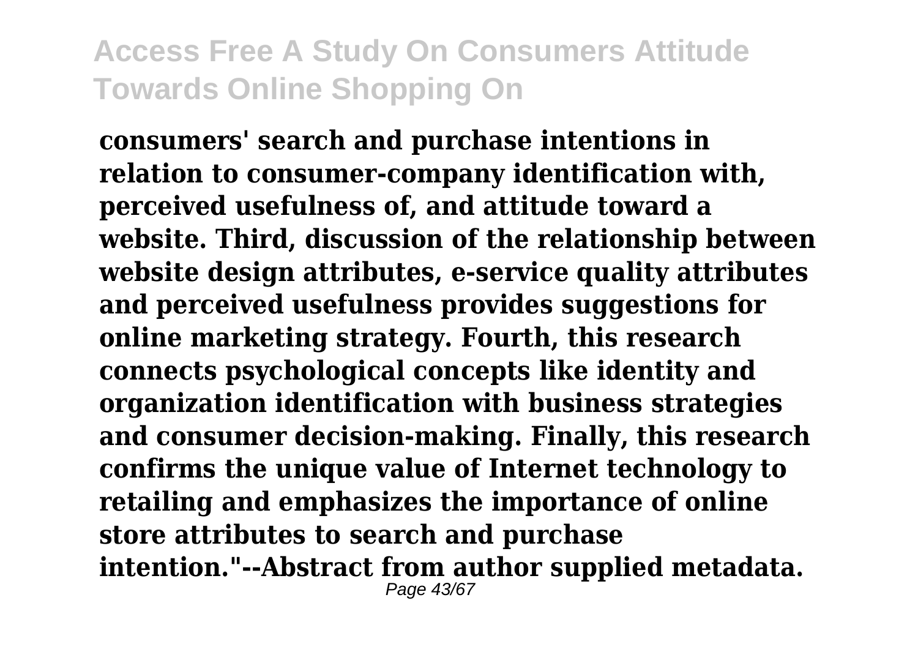**consumers' search and purchase intentions in relation to consumer-company identification with, perceived usefulness of, and attitude toward a website. Third, discussion of the relationship between website design attributes, e-service quality attributes and perceived usefulness provides suggestions for online marketing strategy. Fourth, this research connects psychological concepts like identity and organization identification with business strategies and consumer decision-making. Finally, this research confirms the unique value of Internet technology to retailing and emphasizes the importance of online store attributes to search and purchase intention."--Abstract from author supplied metadata.**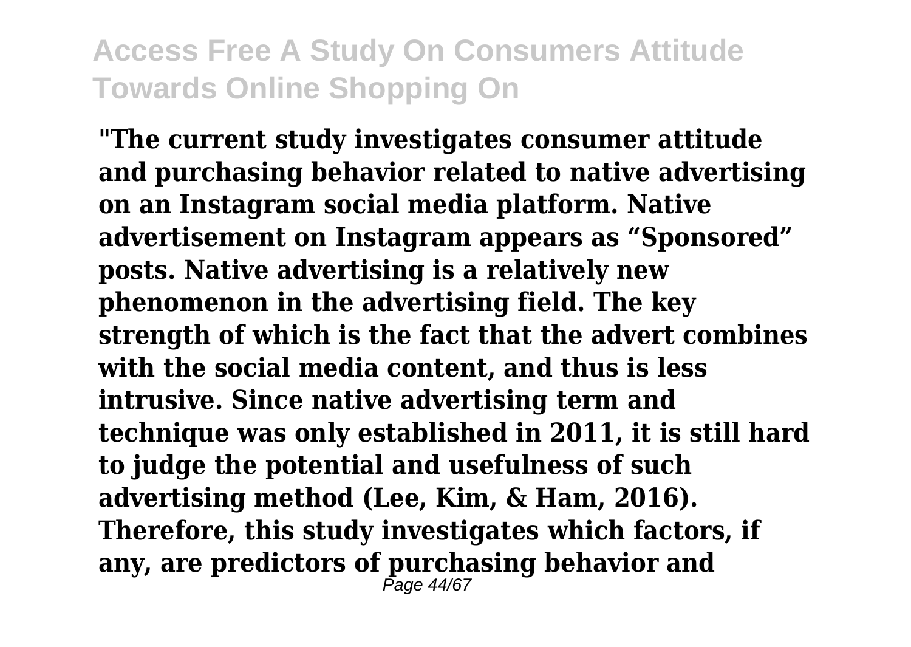**"The current study investigates consumer attitude and purchasing behavior related to native advertising on an Instagram social media platform. Native advertisement on Instagram appears as "Sponsored" posts. Native advertising is a relatively new phenomenon in the advertising field. The key strength of which is the fact that the advert combines with the social media content, and thus is less intrusive. Since native advertising term and technique was only established in 2011, it is still hard to judge the potential and usefulness of such advertising method (Lee, Kim, & Ham, 2016). Therefore, this study investigates which factors, if any, are predictors of purchasing behavior and**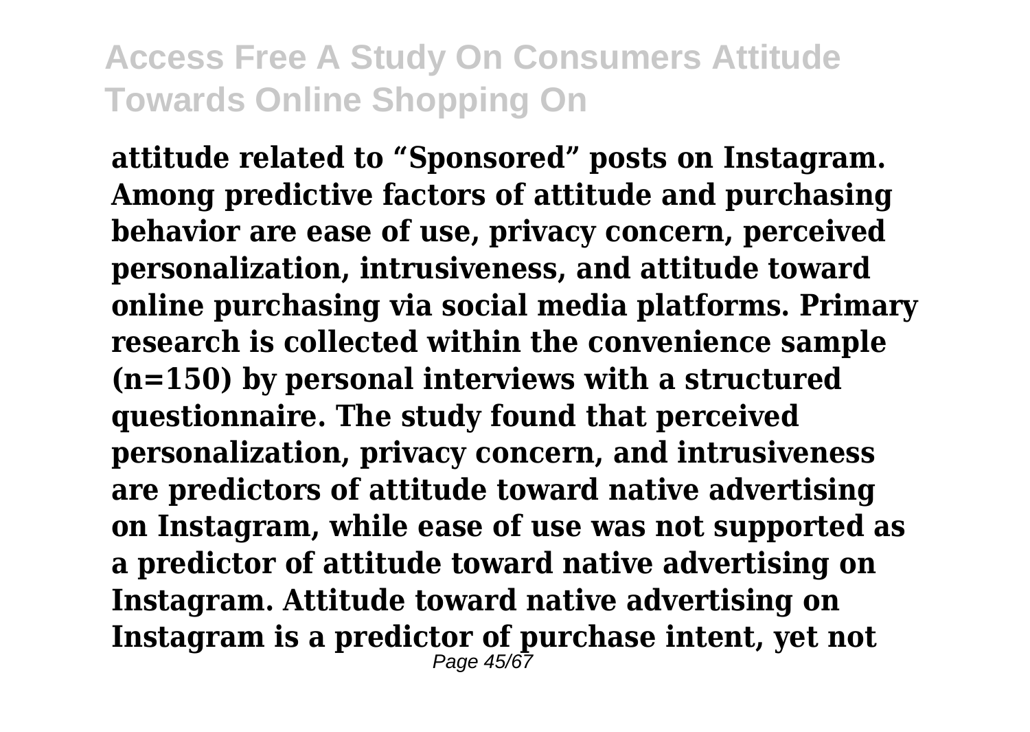**attitude related to "Sponsored" posts on Instagram. Among predictive factors of attitude and purchasing behavior are ease of use, privacy concern, perceived personalization, intrusiveness, and attitude toward online purchasing via social media platforms. Primary research is collected within the convenience sample (n=150) by personal interviews with a structured questionnaire. The study found that perceived personalization, privacy concern, and intrusiveness are predictors of attitude toward native advertising on Instagram, while ease of use was not supported as a predictor of attitude toward native advertising on Instagram. Attitude toward native advertising on Instagram is a predictor of purchase intent, yet not**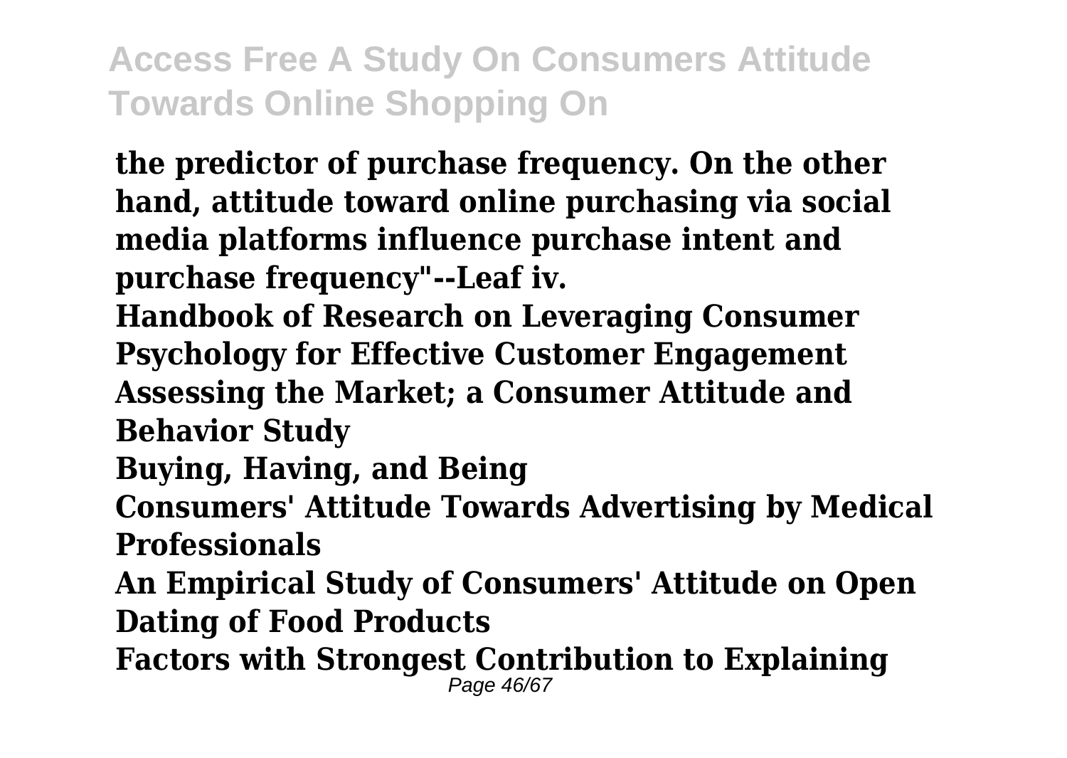**the predictor of purchase frequency. On the other hand, attitude toward online purchasing via social media platforms influence purchase intent and purchase frequency"--Leaf iv.**

**Handbook of Research on Leveraging Consumer Psychology for Effective Customer Engagement**

**Assessing the Market; a Consumer Attitude and Behavior Study**

**Buying, Having, and Being**

**Consumers' Attitude Towards Advertising by Medical Professionals**

**An Empirical Study of Consumers' Attitude on Open Dating of Food Products**

**Factors with Strongest Contribution to Explaining**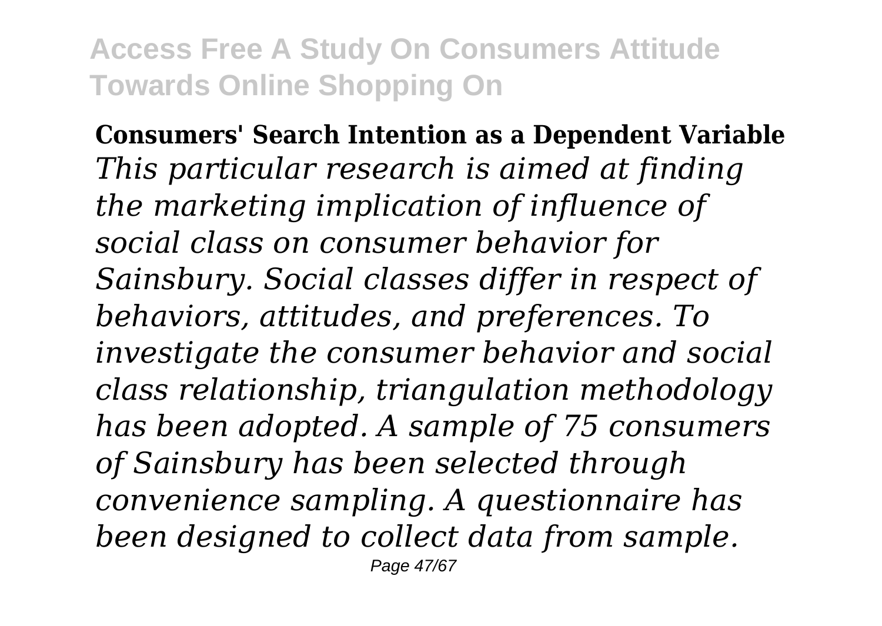**Consumers' Search Intention as a Dependent Variable**

*This particular research is aimed at finding the marketing implication of influence of social class on consumer behavior for Sainsbury. Social classes differ in respect of behaviors, attitudes, and preferences. To investigate the consumer behavior and social class relationship, triangulation methodology has been adopted. A sample of 75 consumers of Sainsbury has been selected through convenience sampling. A questionnaire has been designed to collect data from sample.*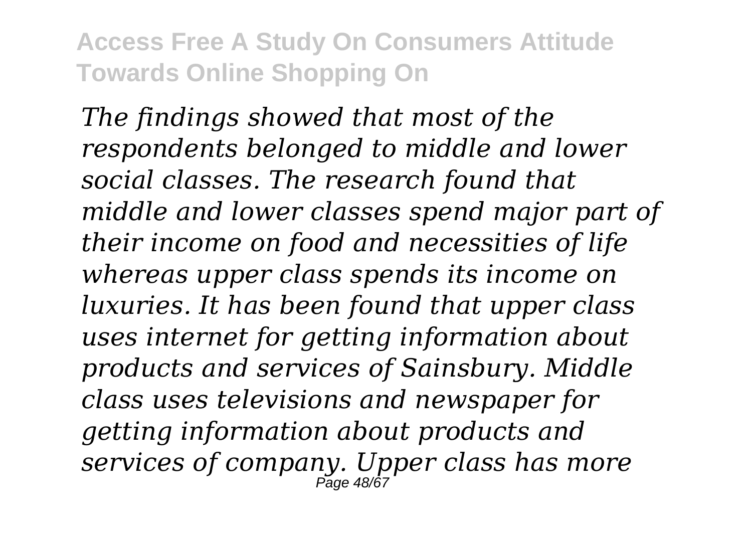*The findings showed that most of the respondents belonged to middle and lower social classes. The research found that middle and lower classes spend major part of their income on food and necessities of life whereas upper class spends its income on luxuries. It has been found that upper class uses internet for getting information about products and services of Sainsbury. Middle class uses televisions and newspaper for getting information about products and services of company. Upper class has more*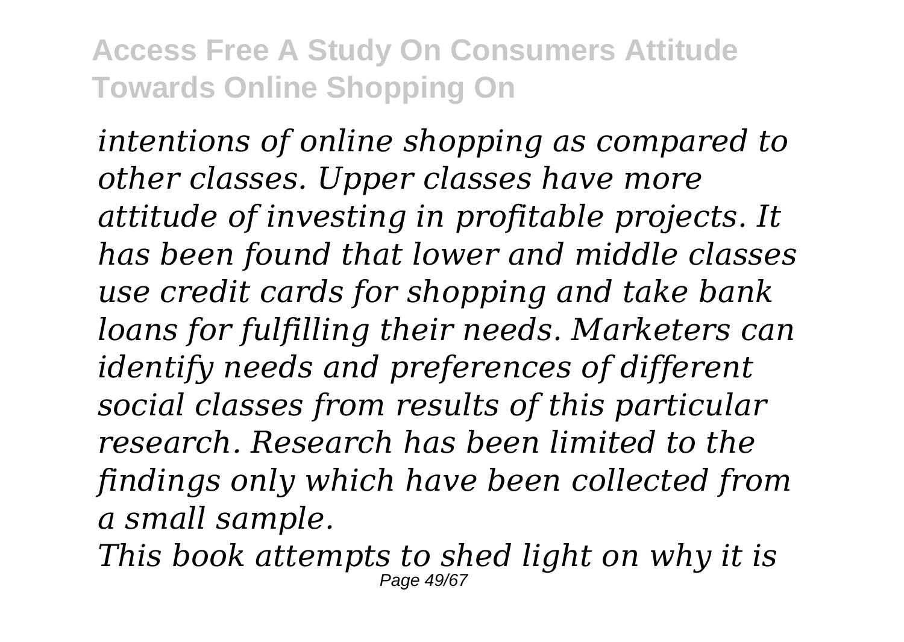*intentions of online shopping as compared to other classes. Upper classes have more attitude of investing in profitable projects. It has been found that lower and middle classes use credit cards for shopping and take bank loans for fulfilling their needs. Marketers can identify needs and preferences of different social classes from results of this particular research. Research has been limited to the findings only which have been collected from a small sample.*

*This book attempts to shed light on why it is*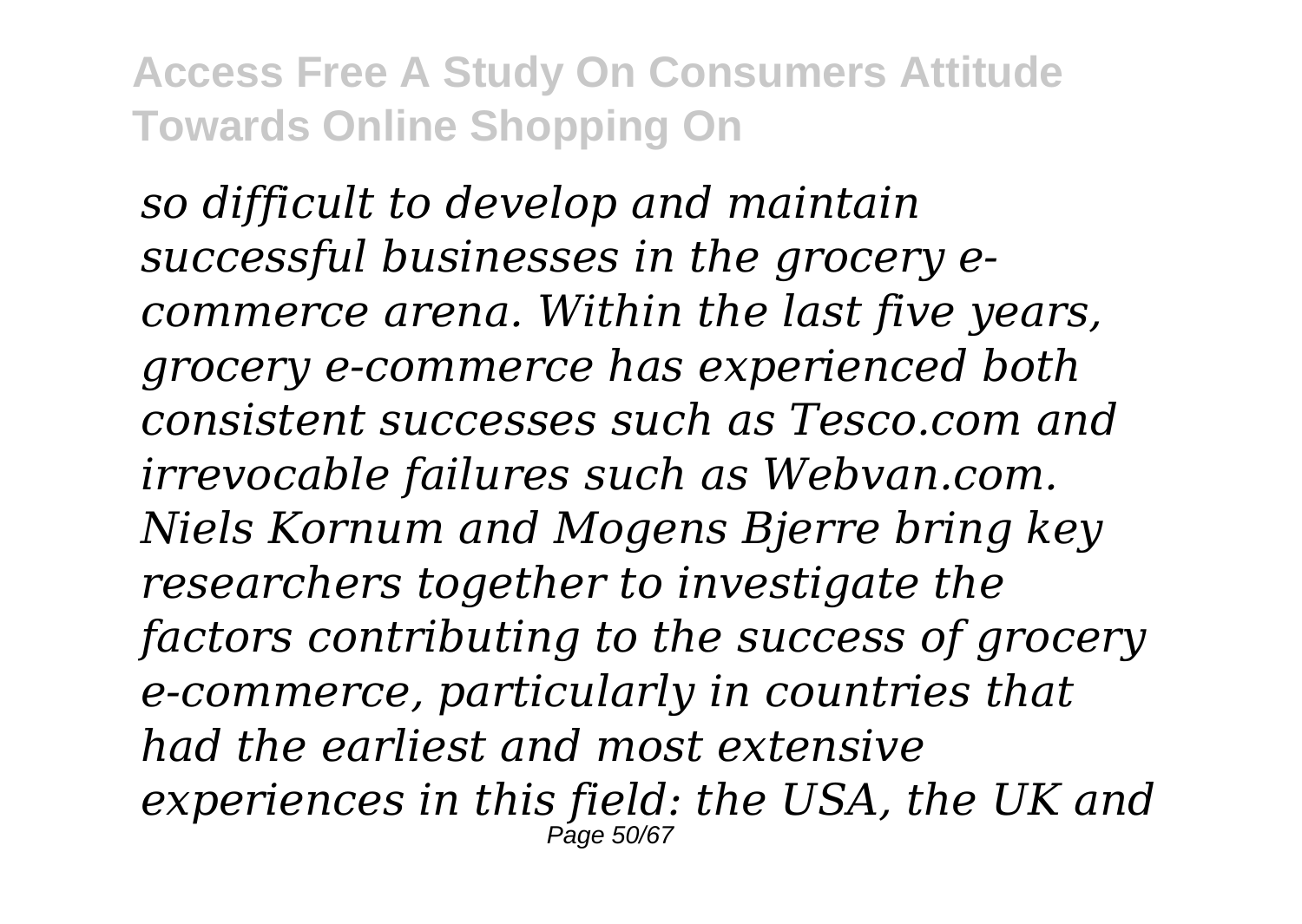*so difficult to develop and maintain successful businesses in the grocery e-commerce arena. Within the last five years, grocery e-commerce has experienced both consistent successes such as Tesco.com and irrevocable failures such as Webvan.com. Niels Kornum and Mogens Bjerre bring key researchers together to investigate the factors contributing to the success of grocery e-commerce, particularly in countries that had the earliest and most extensive experiences in this field: the USA, the UK and*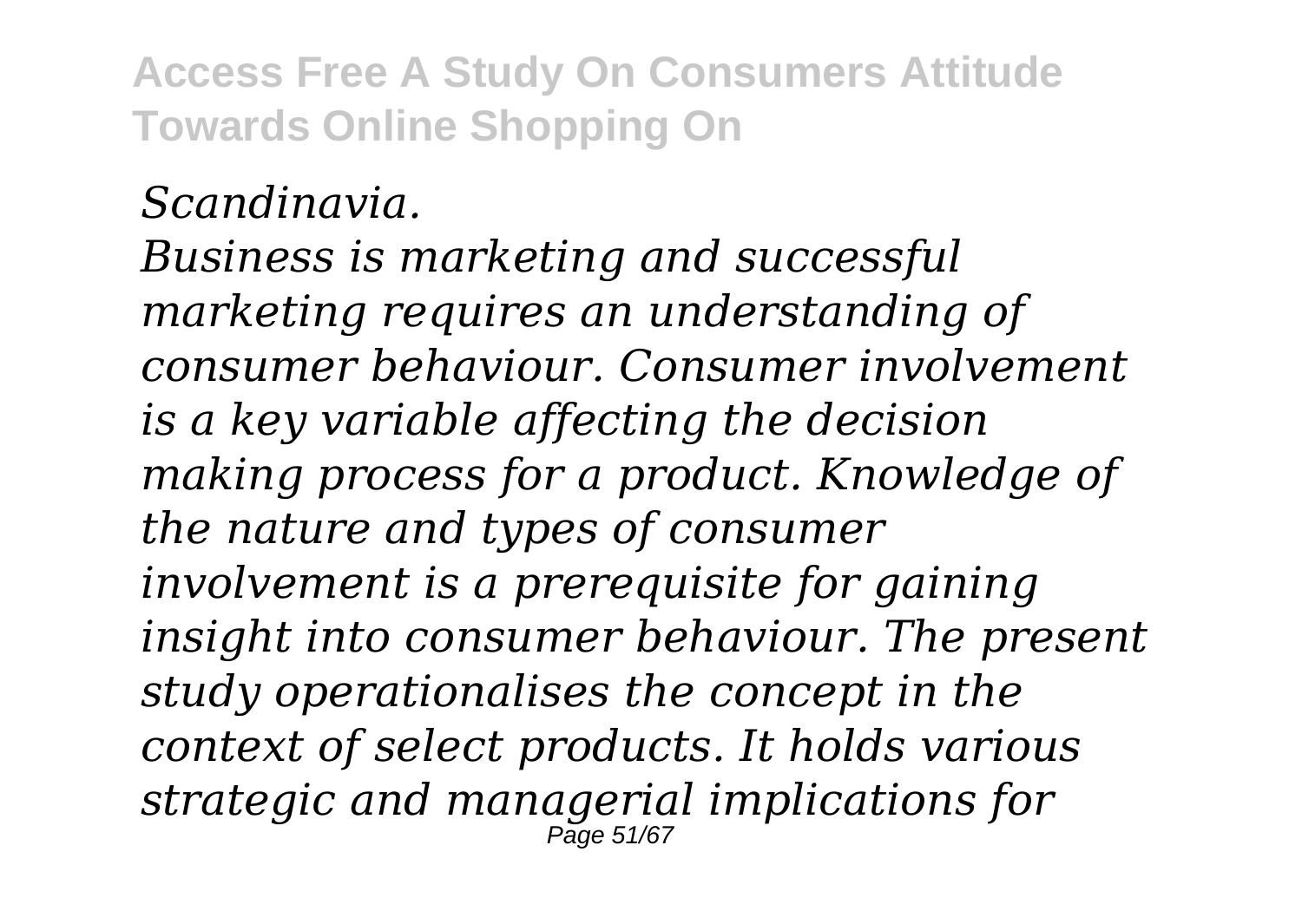*Scandinavia.*

*Business is marketing and successful marketing requires an understanding of consumer behaviour. Consumer involvement is a key variable affecting the decision making process for a product. Knowledge of the nature and types of consumer involvement is a prerequisite for gaining insight into consumer behaviour. The present study operationalises the concept in the context of select products. It holds various strategic and managerial implications for*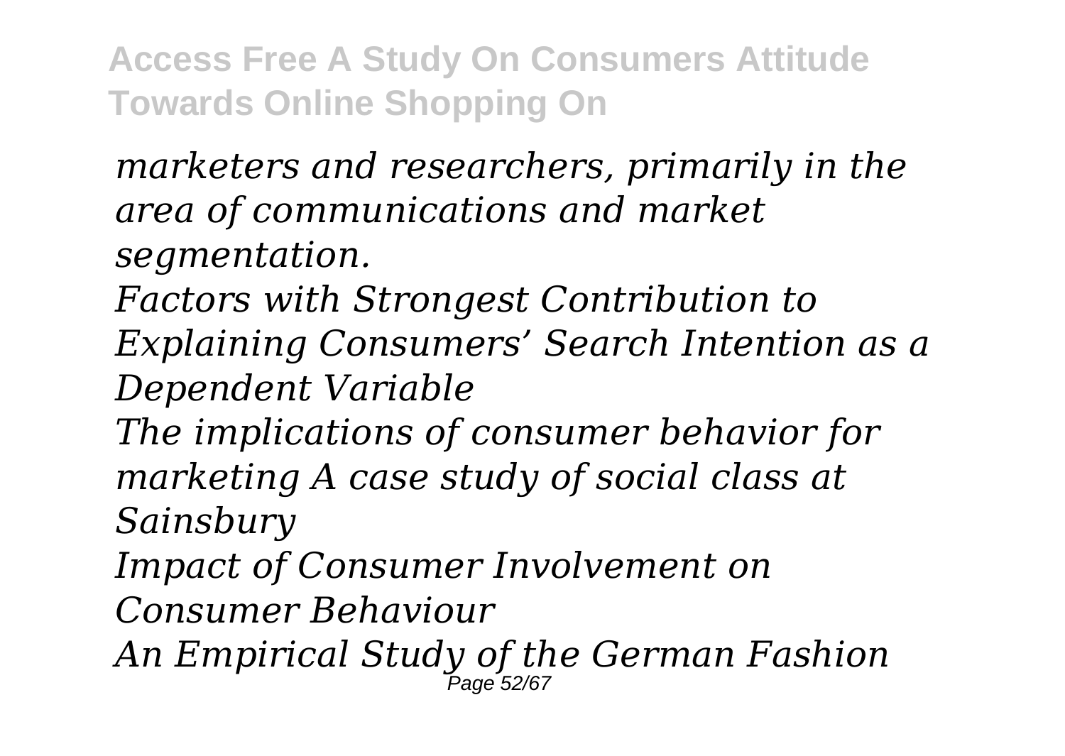*marketers and researchers, primarily in the area of communications and market segmentation.*

*Factors with Strongest Contribution to Explaining Consumers' Search Intention as a Dependent Variable*

*The implications of consumer behavior for marketing A case study of social class at Sainsbury*

*Impact of Consumer Involvement on Consumer Behaviour*

*An Empirical Study of the German Fashion*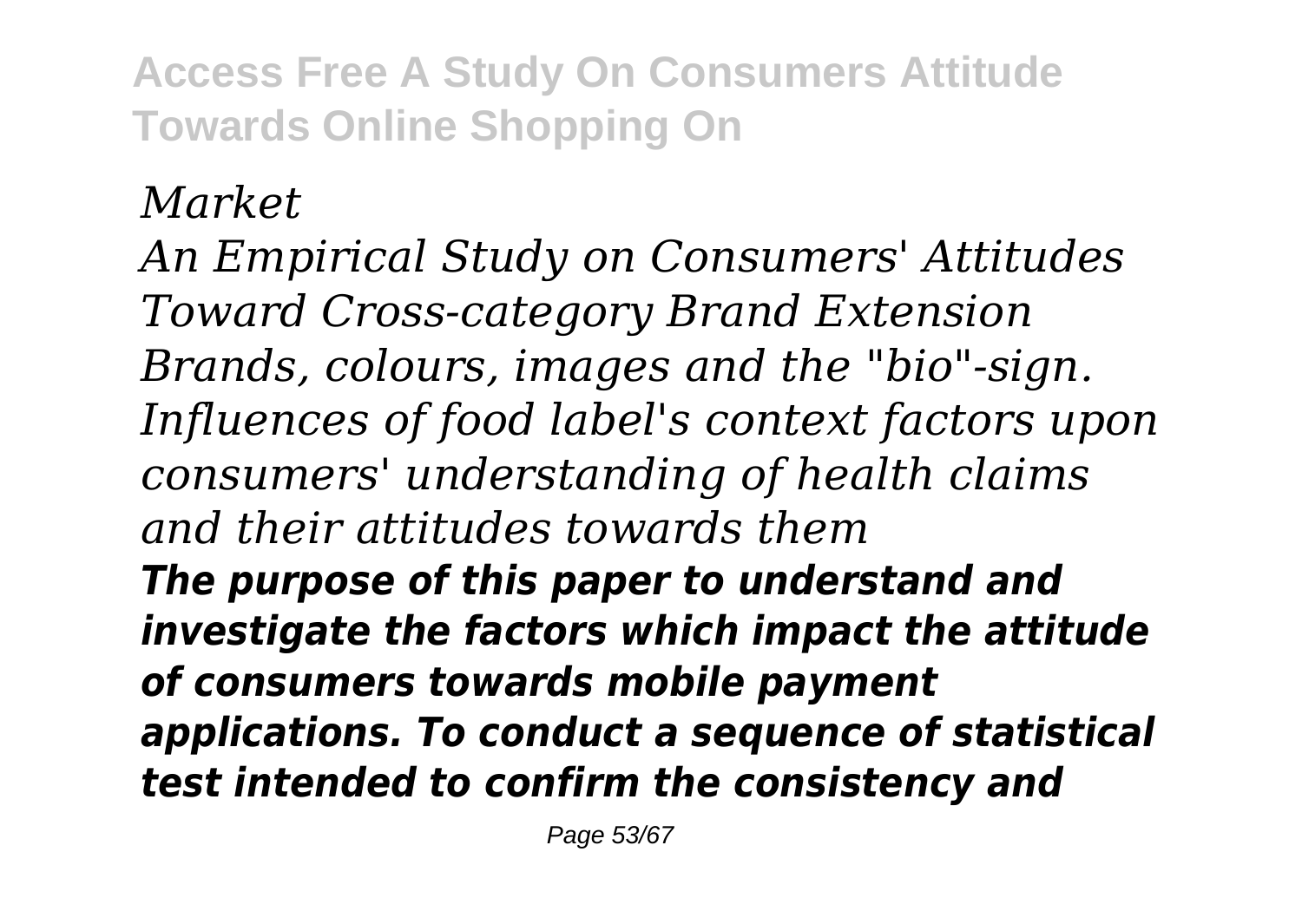*Market*

*An Empirical Study on Consumers' Attitudes Toward Cross-category Brand Extension*

*Brands, colours, images and the "bio"-sign. Influences of food label's context factors upon consumers' understanding of health claims and their attitudes towards them*

***The purpose of this paper to understand and investigate the factors which impact the attitude of consumers towards mobile payment applications. To conduct a sequence of statistical test intended to confirm the consistency and***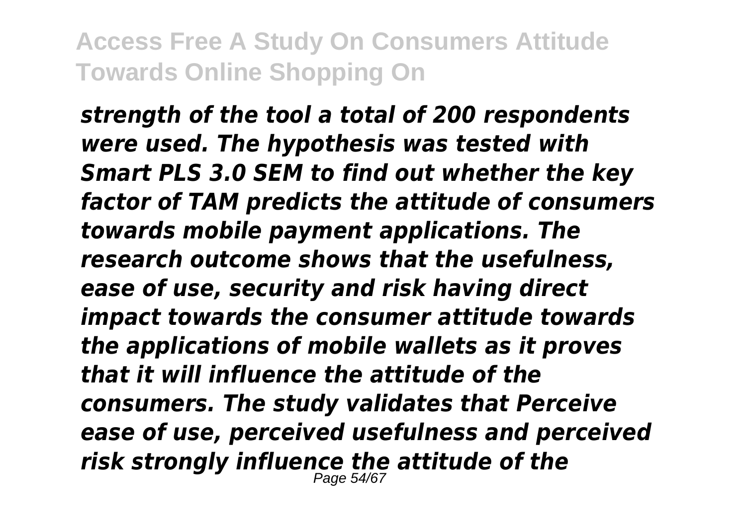*strength of the tool a total of 200 respondents were used. The hypothesis was tested with Smart PLS 3.0 SEM to find out whether the key factor of TAM predicts the attitude of consumers towards mobile payment applications. The research outcome shows that the usefulness, ease of use, security and risk having direct impact towards the consumer attitude towards the applications of mobile wallets as it proves that it will influence the attitude of the consumers. The study validates that Perceive ease of use, perceived usefulness and perceived risk strongly influence the attitude of the*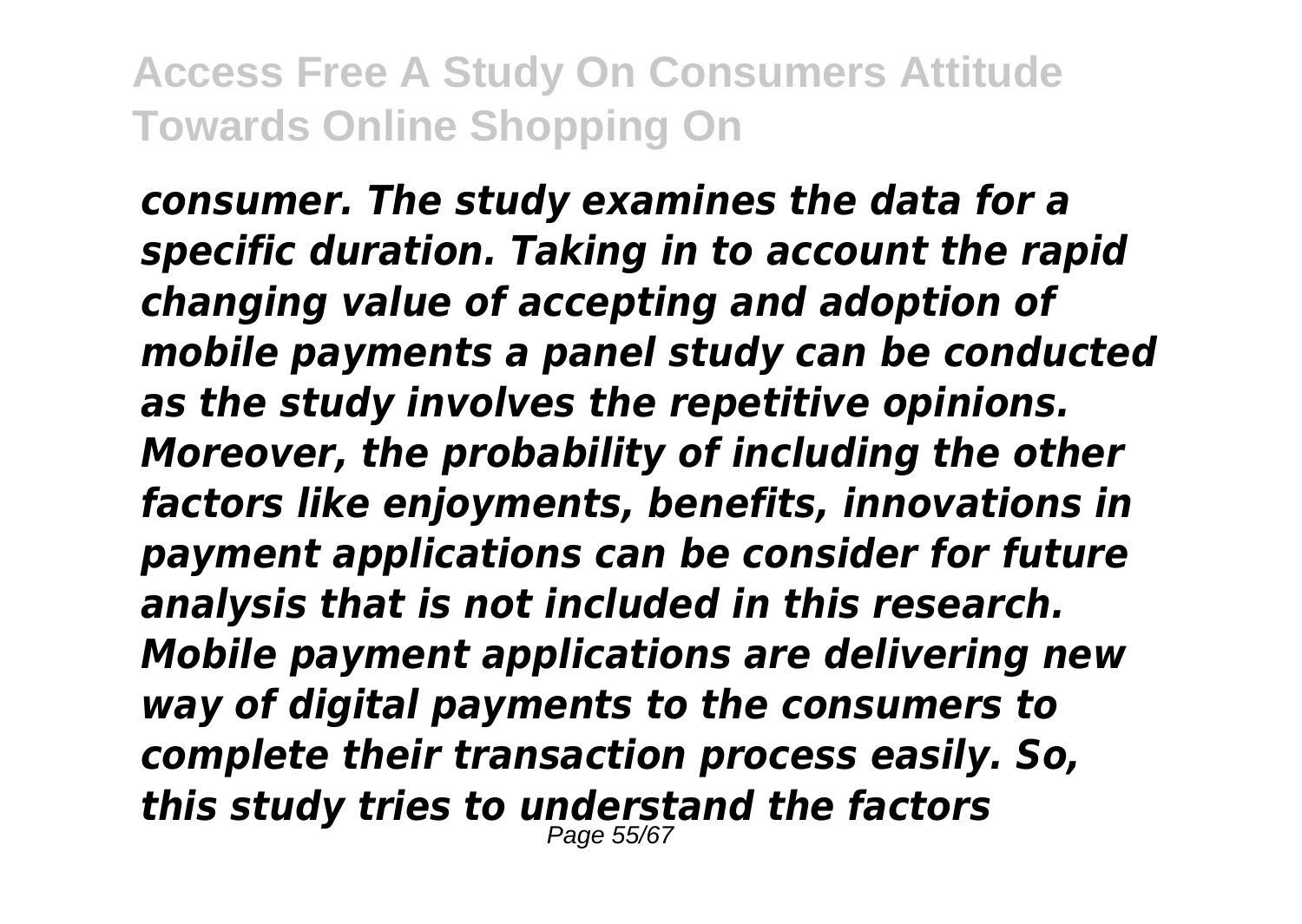*consumer. The study examines the data for a specific duration. Taking in to account the rapid changing value of accepting and adoption of mobile payments a panel study can be conducted as the study involves the repetitive opinions. Moreover, the probability of including the other factors like enjoyments, benefits, innovations in payment applications can be consider for future analysis that is not included in this research. Mobile payment applications are delivering new way of digital payments to the consumers to complete their transaction process easily. So, this study tries to understand the factors*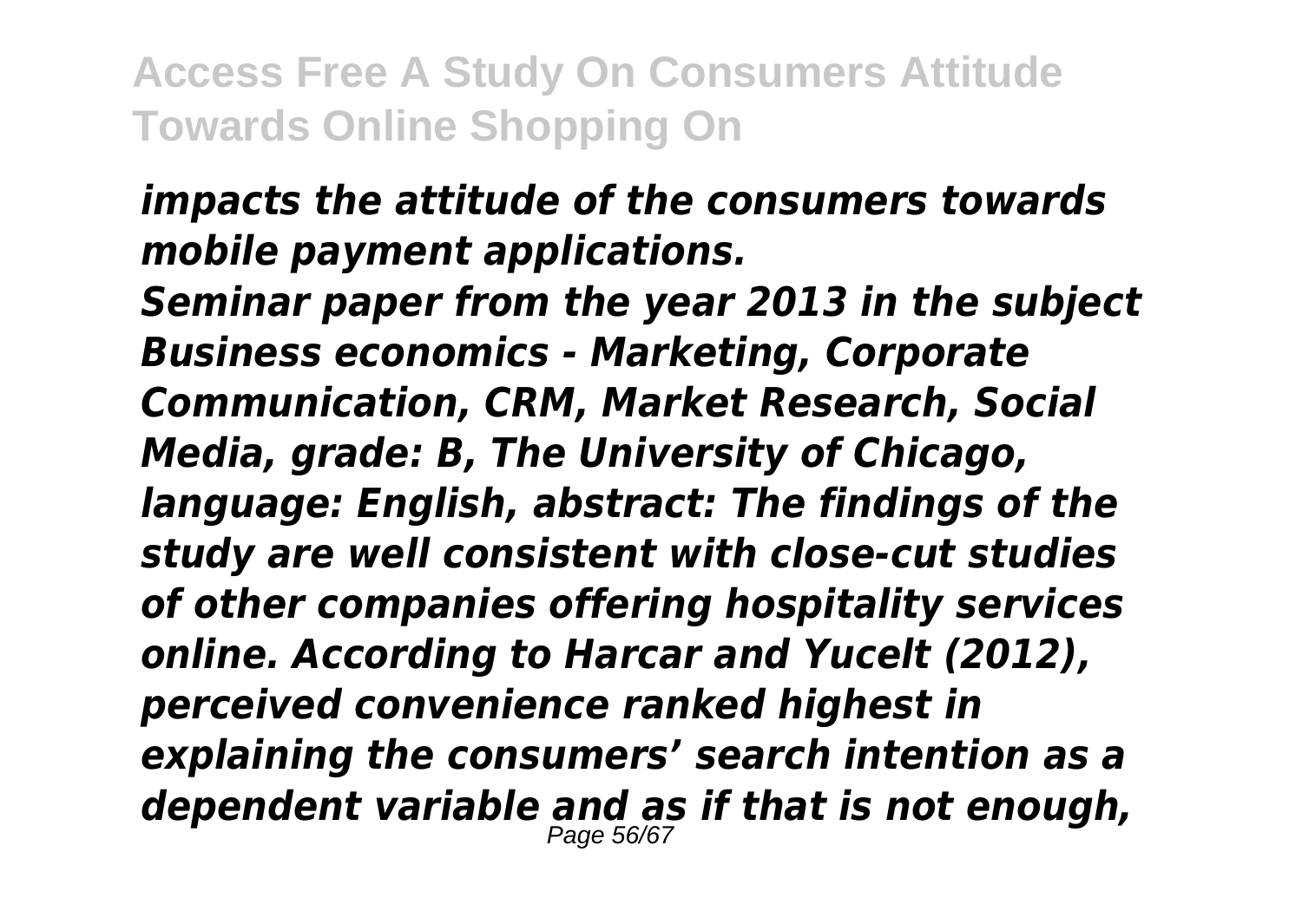*impacts the attitude of the consumers towards mobile payment applications.*

*Seminar paper from the year 2013 in the subject Business economics - Marketing, Corporate Communication, CRM, Market Research, Social Media, grade: B, The University of Chicago, language: English, abstract: The findings of the study are well consistent with close-cut studies of other companies offering hospitality services online. According to Harcar and Yucelt (2012), perceived convenience ranked highest in explaining the consumers' search intention as a dependent variable and as if that is not enough,*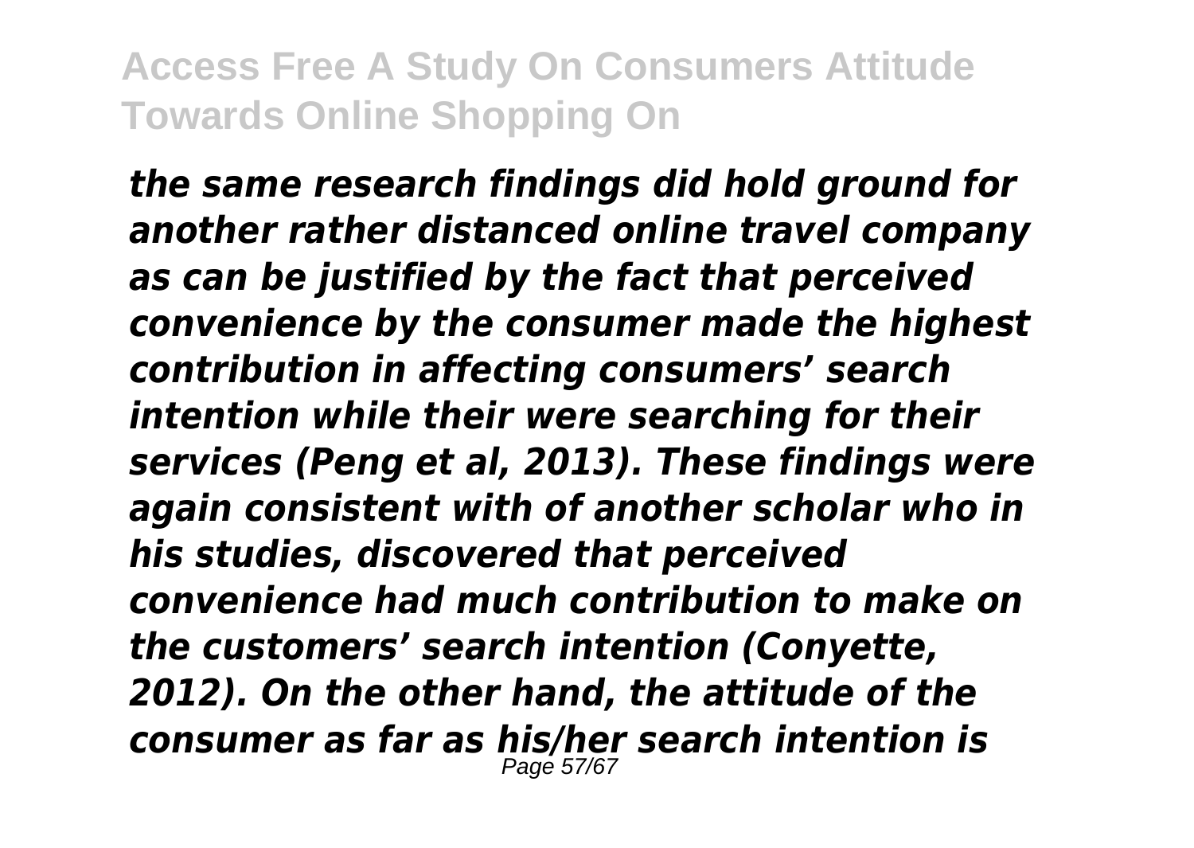*the same research findings did hold ground for another rather distanced online travel company as can be justified by the fact that perceived convenience by the consumer made the highest contribution in affecting consumers' search intention while their were searching for their services (Peng et al, 2013). These findings were again consistent with of another scholar who in his studies, discovered that perceived convenience had much contribution to make on the customers' search intention (Conyette, 2012). On the other hand, the attitude of the consumer as far as his/her search intention is*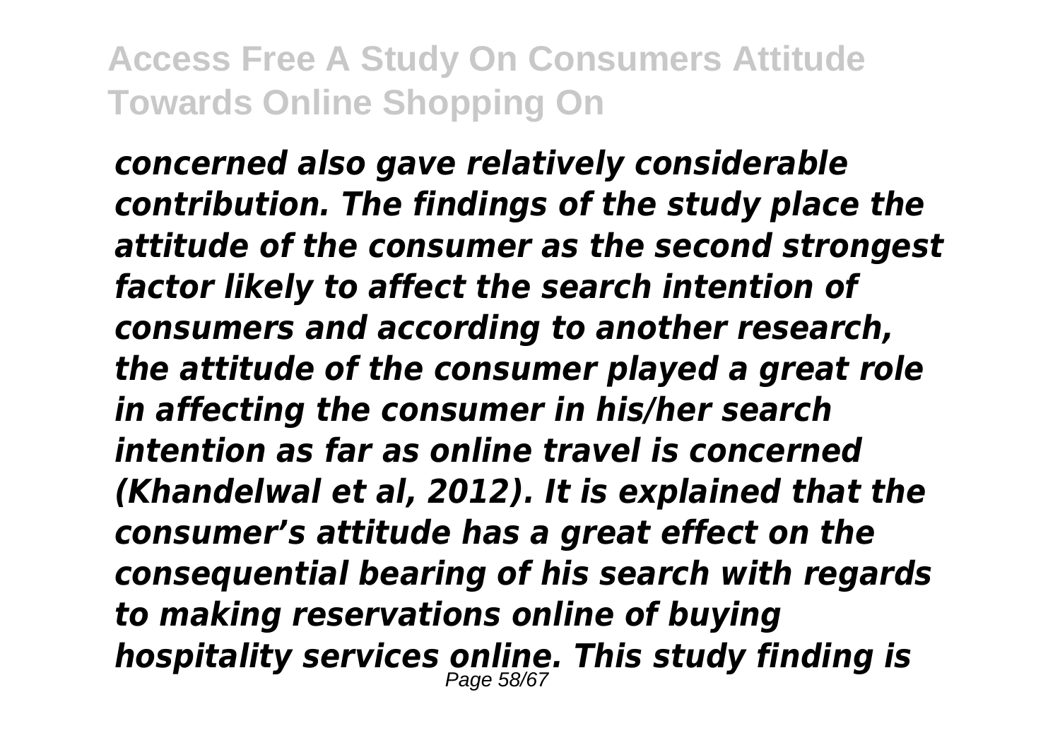*concerned also gave relatively considerable contribution. The findings of the study place the attitude of the consumer as the second strongest factor likely to affect the search intention of consumers and according to another research, the attitude of the consumer played a great role in affecting the consumer in his/her search intention as far as online travel is concerned (Khandelwal et al, 2012). It is explained that the consumer's attitude has a great effect on the consequential bearing of his search with regards to making reservations online of buying hospitality services online. This study finding is*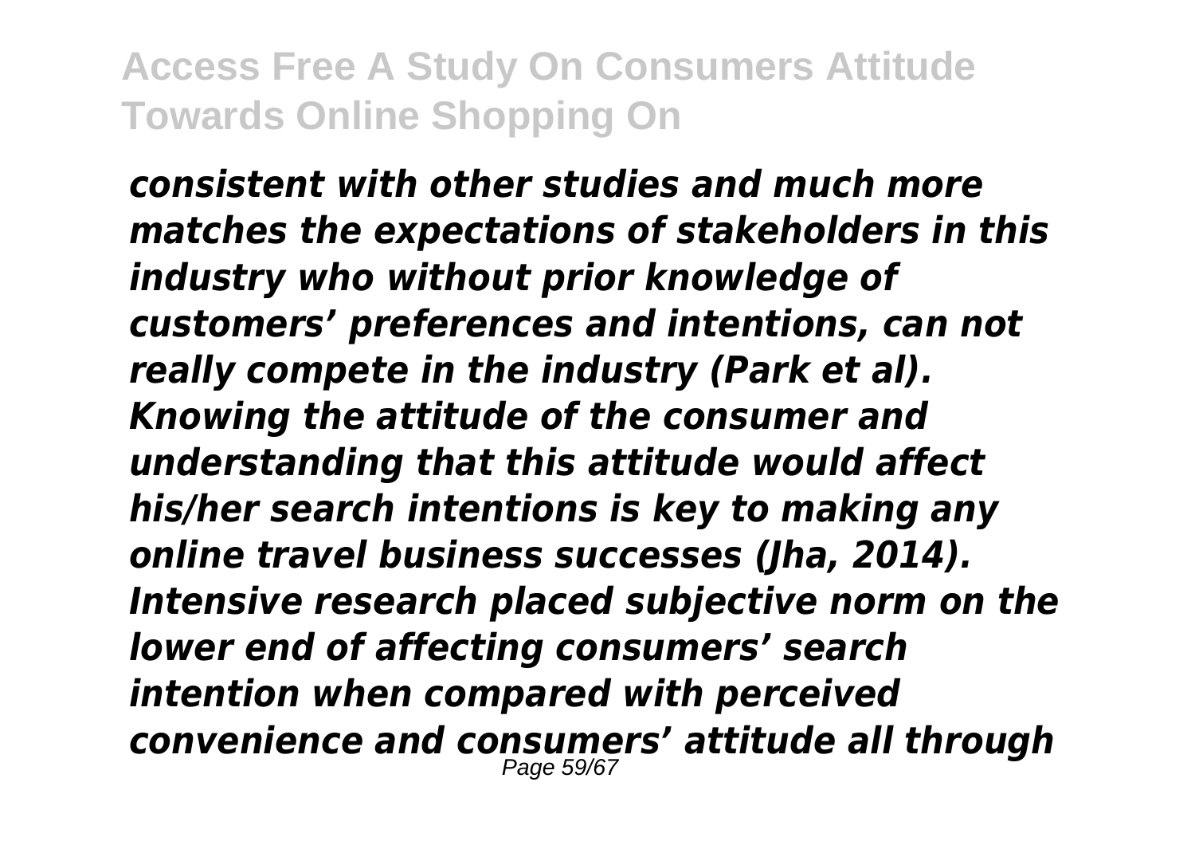*consistent with other studies and much more matches the expectations of stakeholders in this industry who without prior knowledge of customers' preferences and intentions, can not really compete in the industry (Park et al). Knowing the attitude of the consumer and understanding that this attitude would affect his/her search intentions is key to making any online travel business successes (Jha, 2014). Intensive research placed subjective norm on the lower end of affecting consumers' search intention when compared with perceived convenience and consumers' attitude all through*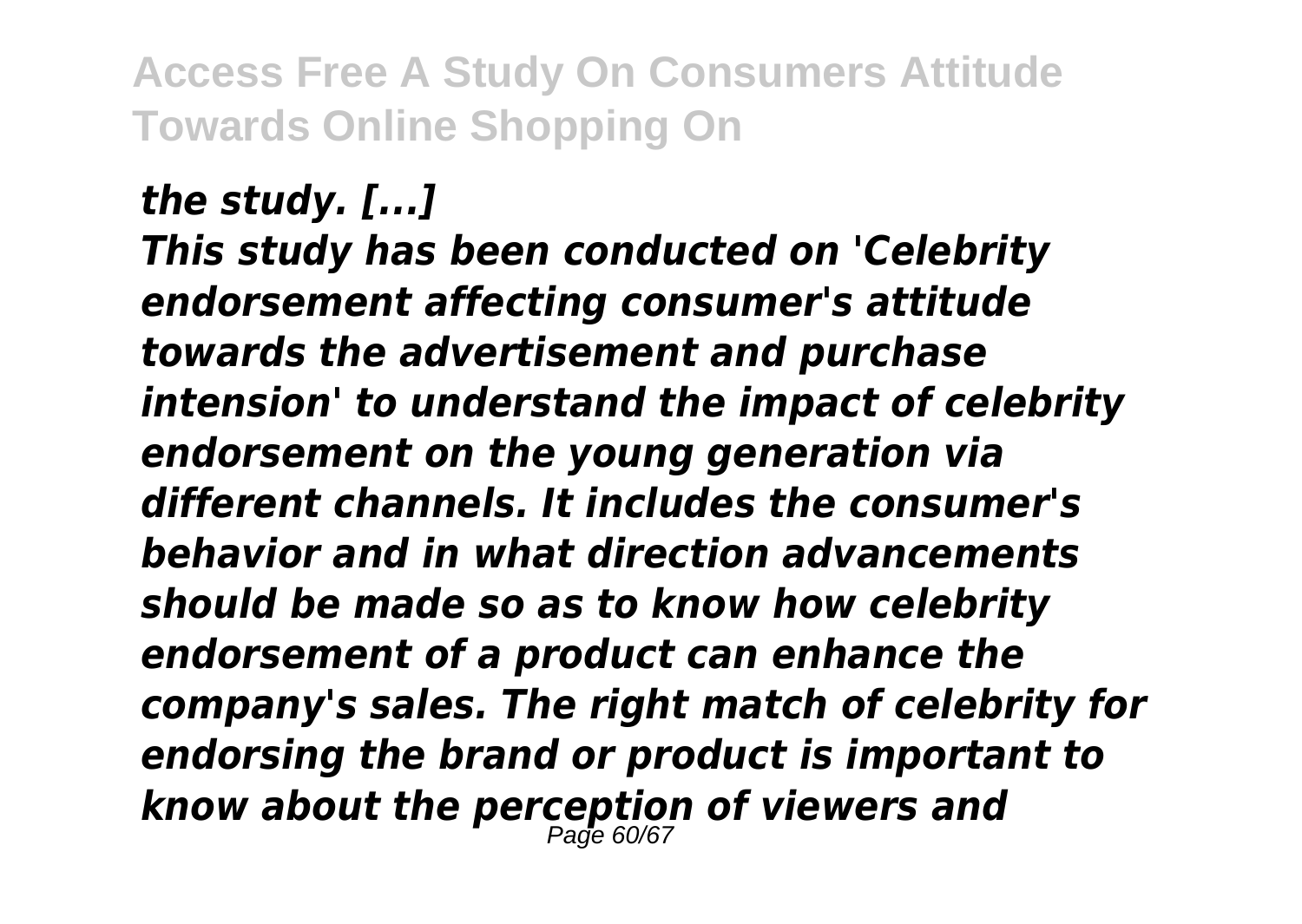*the study. [...]*

*This study has been conducted on 'Celebrity endorsement affecting consumer's attitude towards the advertisement and purchase intension' to understand the impact of celebrity endorsement on the young generation via different channels. It includes the consumer's behavior and in what direction advancements should be made so as to know how celebrity endorsement of a product can enhance the company's sales. The right match of celebrity for endorsing the brand or product is important to know about the perception of viewers and*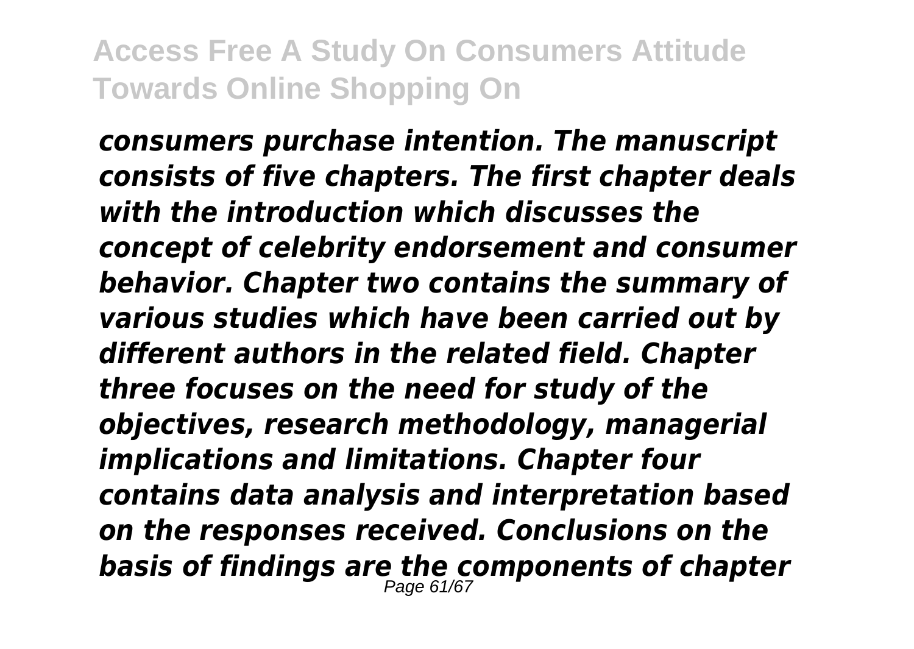*consumers purchase intention. The manuscript consists of five chapters. The first chapter deals with the introduction which discusses the concept of celebrity endorsement and consumer behavior. Chapter two contains the summary of various studies which have been carried out by different authors in the related field. Chapter three focuses on the need for study of the objectives, research methodology, managerial implications and limitations. Chapter four contains data analysis and interpretation based on the responses received. Conclusions on the basis of findings are the components of chapter*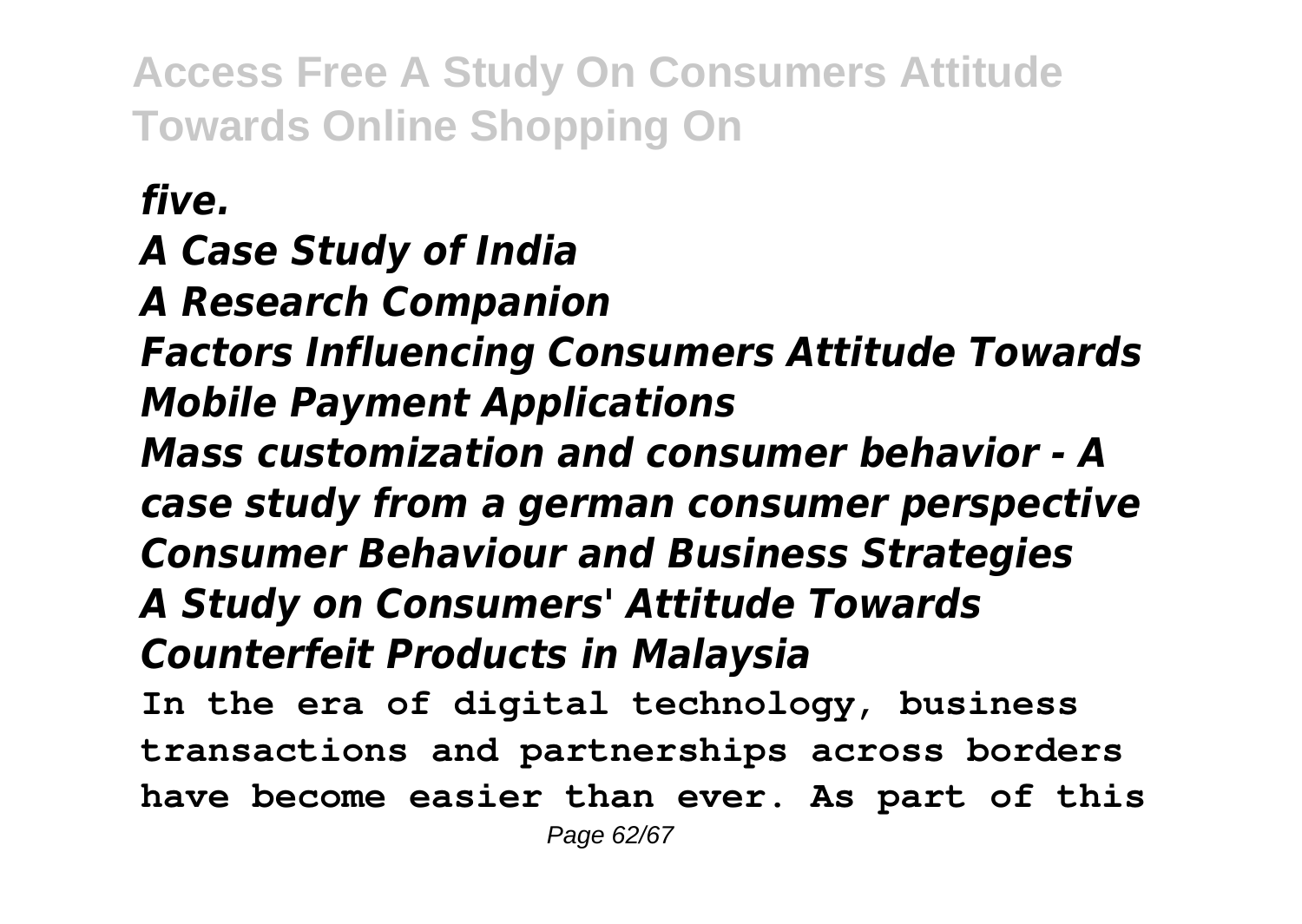*five.*

*A Case Study of India*

*A Research Companion*

*Factors Influencing Consumers Attitude Towards Mobile Payment Applications*

*Mass customization and consumer behavior - A case study from a german consumer perspective*

*Consumer Behaviour and Business Strategies*

*A Study on Consumers' Attitude Towards Counterfeit Products in Malaysia*

**In the era of digital technology, business transactions and partnerships across borders have become easier than ever. As part of this**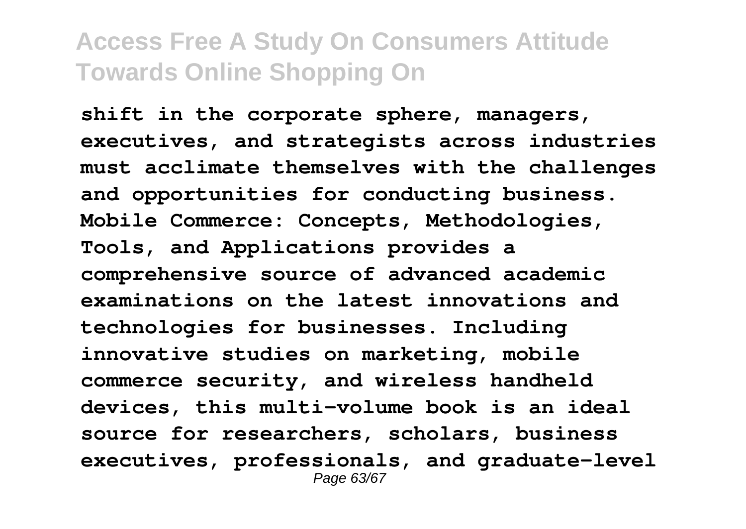shift in the corporate sphere, managers, executives, and strategists across industries must acclimate themselves with the challenges and opportunities for conducting business. Mobile Commerce: Concepts, Methodologies, Tools, and Applications provides a comprehensive source of advanced academic examinations on the latest innovations and technologies for businesses. Including innovative studies on marketing, mobile commerce security, and wireless handheld devices, this multi-volume book is an ideal source for researchers, scholars, business executives, professionals, and graduate-level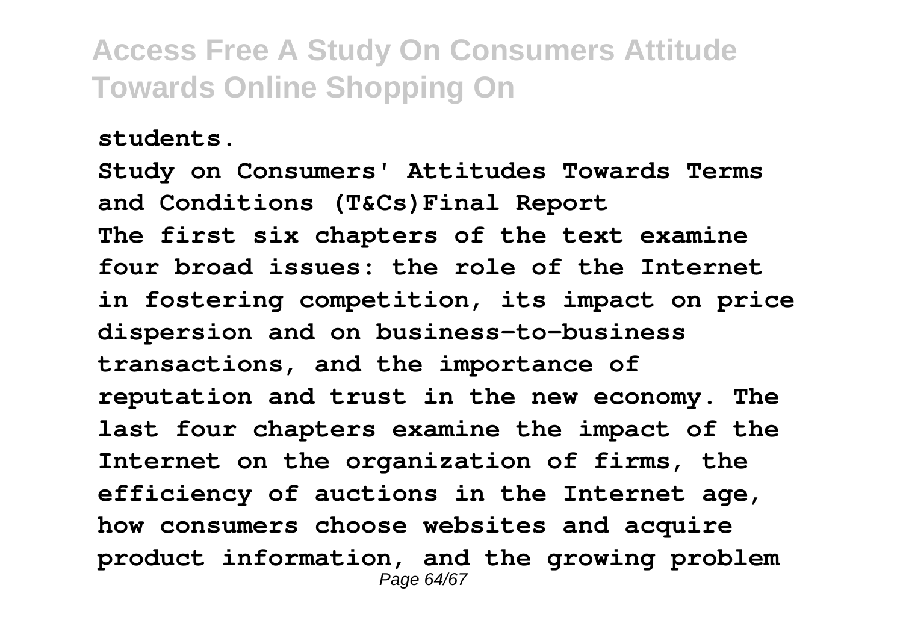**students.**

**Study on Consumers' Attitudes Towards Terms and Conditions (T&Cs)Final Report**

**The first six chapters of the text examine four broad issues: the role of the Internet in fostering competition, its impact on price dispersion and on business-to-business transactions, and the importance of reputation and trust in the new economy. The last four chapters examine the impact of the Internet on the organization of firms, the efficiency of auctions in the Internet age, how consumers choose websites and acquire product information, and the growing problem**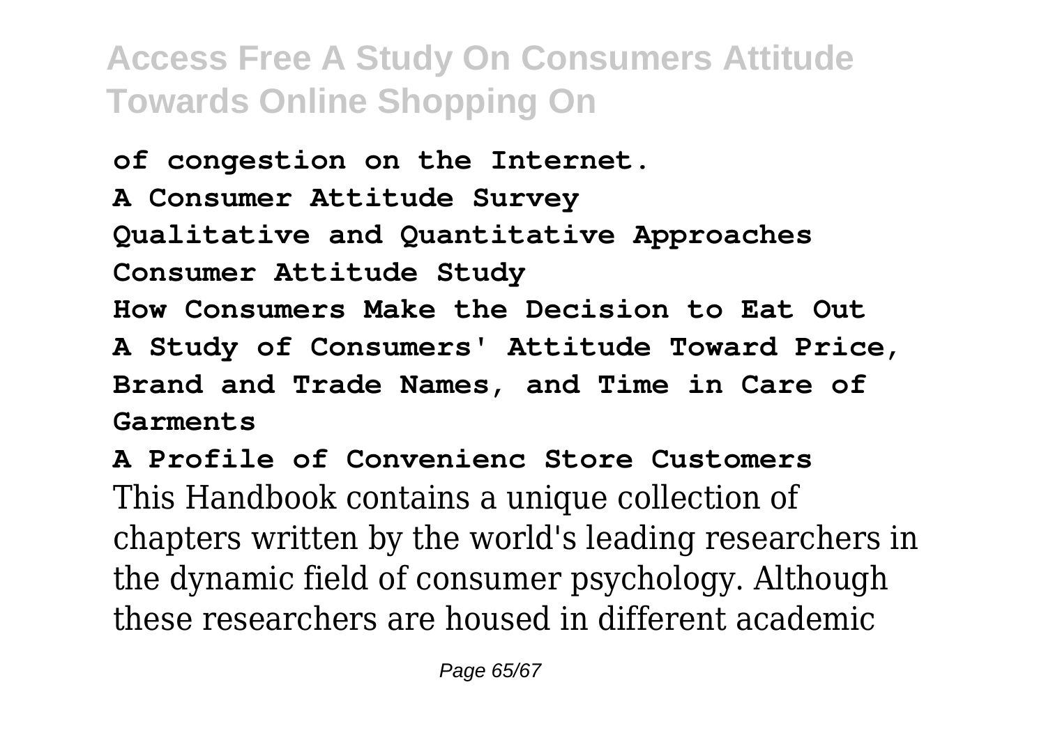**of congestion on the Internet.**

**A Consumer Attitude Survey**

**Qualitative and Quantitative Approaches**

**Consumer Attitude Study**

**How Consumers Make the Decision to Eat Out**

**A Study of Consumers' Attitude Toward Price, Brand and Trade Names, and Time in Care of Garments**

**A Profile of Convenienc Store Customers**

This Handbook contains a unique collection of chapters written by the world's leading researchers in the dynamic field of consumer psychology. Although these researchers are housed in different academic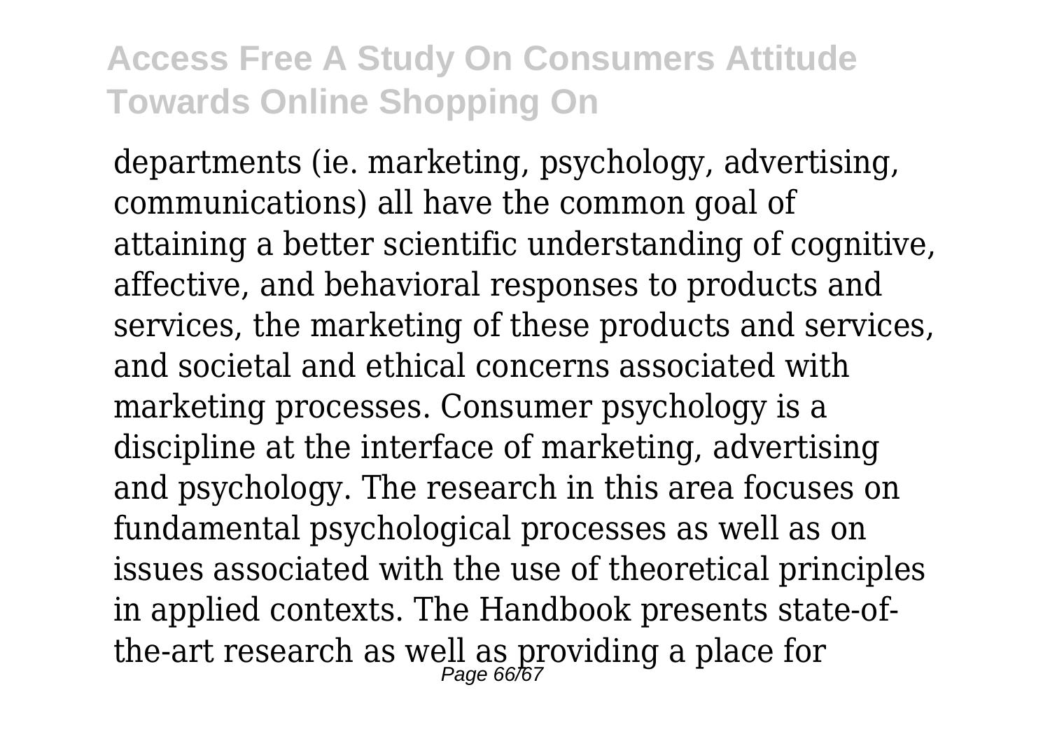departments (ie. marketing, psychology, advertising, communications) all have the common goal of attaining a better scientific understanding of cognitive, affective, and behavioral responses to products and services, the marketing of these products and services, and societal and ethical concerns associated with marketing processes. Consumer psychology is a discipline at the interface of marketing, advertising and psychology. The research in this area focuses on fundamental psychological processes as well as on issues associated with the use of theoretical principles in applied contexts. The Handbook presents state-of-the-art research as well as providing a place for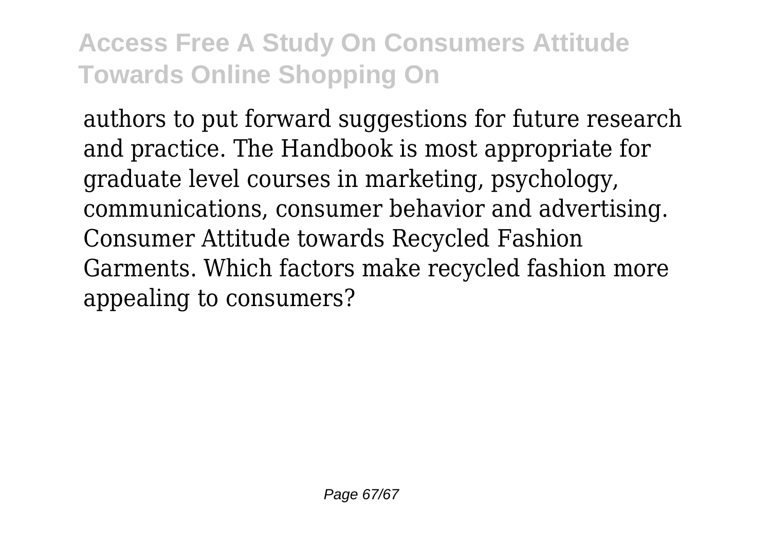authors to put forward suggestions for future research and practice. The Handbook is most appropriate for graduate level courses in marketing, psychology, communications, consumer behavior and advertising. Consumer Attitude towards Recycled Fashion Garments. Which factors make recycled fashion more appealing to consumers?